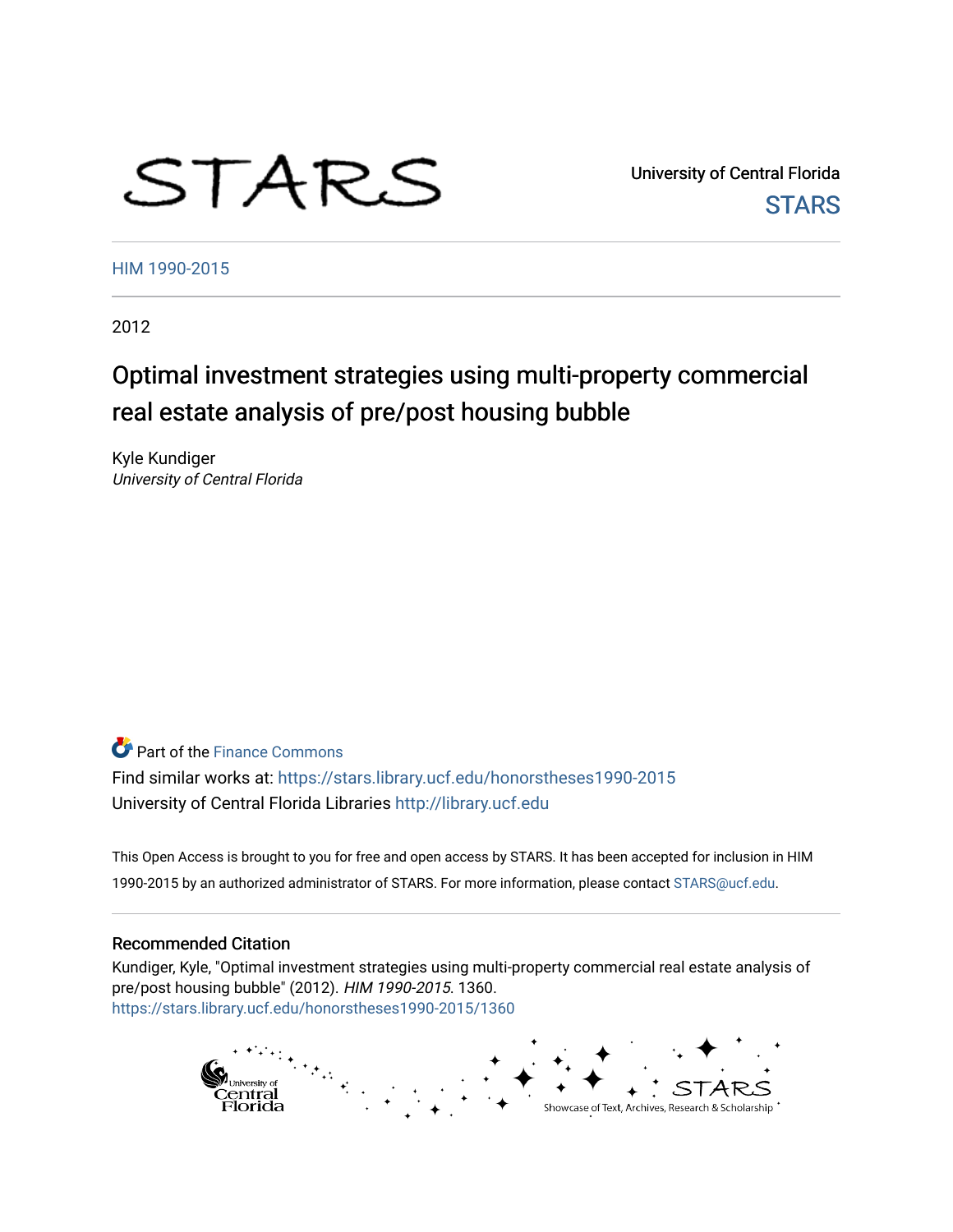STARS

University of Central Florida
STARS

HIM 1990-2015

2012

# Optimal investment strategies using multi-property commercial real estate analysis of pre/post housing bubble

Kyle Kundiger
*University of Central Florida*

Part of the Finance Commons

Find similar works at: https://stars.library.ucf.edu/honorstheses1990-2015
University of Central Florida Libraries http://library.ucf.edu

This Open Access is brought to you for free and open access by STARS. It has been accepted for inclusion in HIM 1990-2015 by an authorized administrator of STARS. For more information, please contact STARS@ucf.edu.

## Recommended Citation

Kundiger, Kyle, "Optimal investment strategies using multi-property commercial real estate analysis of pre/post housing bubble" (2012). *HIM 1990-2015*. 1360.
https://stars.library.ucf.edu/honorstheses1990-2015/1360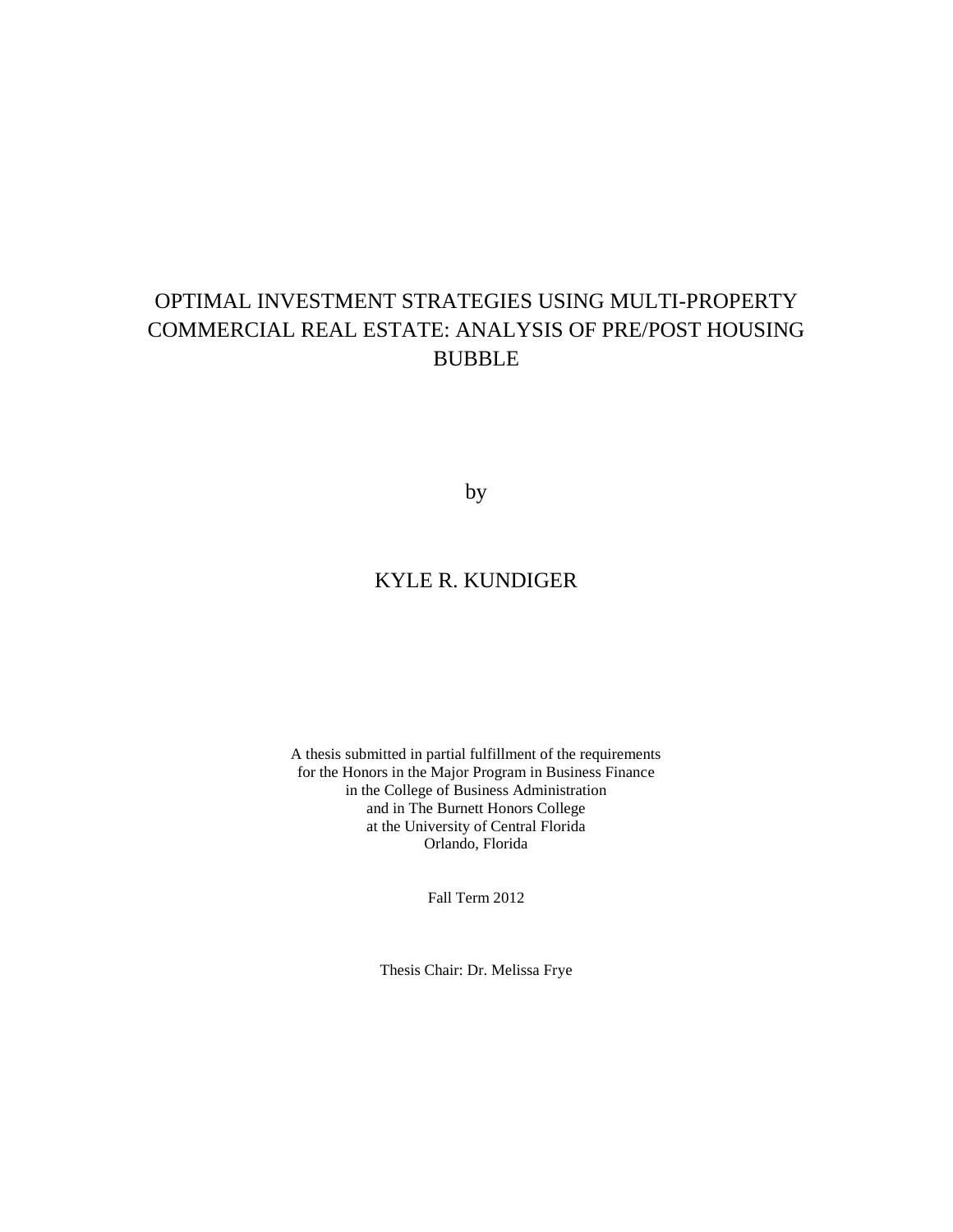# OPTIMAL INVESTMENT STRATEGIES USING MULTI-PROPERTY COMMERCIAL REAL ESTATE: ANALYSIS OF PRE/POST HOUSING BUBBLE

by

KYLE R. KUNDIGER

A thesis submitted in partial fulfillment of the requirements
for the Honors in the Major Program in Business Finance
in the College of Business Administration
and in The Burnett Honors College
at the University of Central Florida
Orlando, Florida

Fall Term 2012

Thesis Chair: Dr. Melissa Frye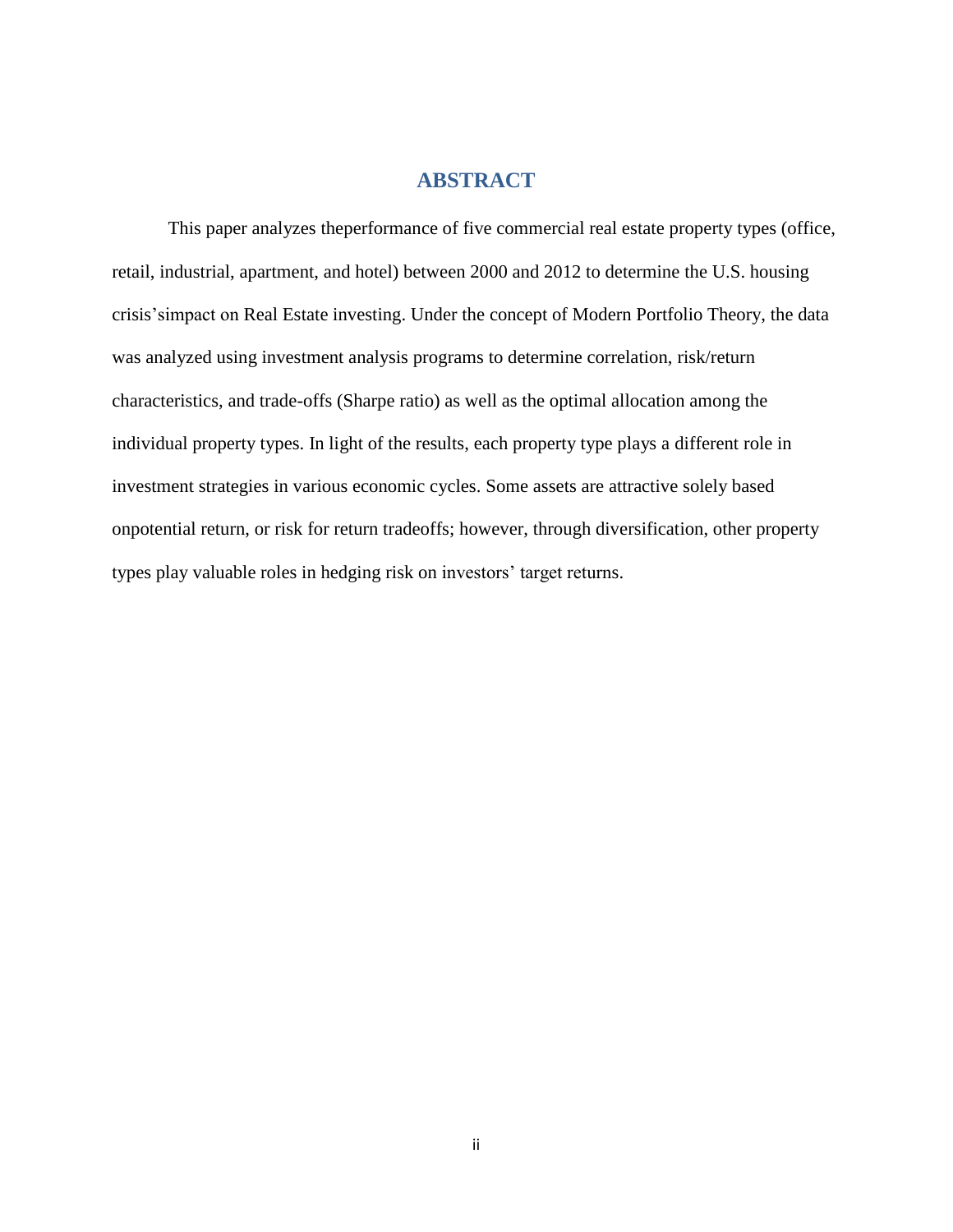# ABSTRACT

This paper analyzes theperformance of five commercial real estate property types (office, retail, industrial, apartment, and hotel) between 2000 and 2012 to determine the U.S. housing crisis'simpact on Real Estate investing. Under the concept of Modern Portfolio Theory, the data was analyzed using investment analysis programs to determine correlation, risk/return characteristics, and trade-offs (Sharpe ratio) as well as the optimal allocation among the individual property types. In light of the results, each property type plays a different role in investment strategies in various economic cycles. Some assets are attractive solely based onpotential return, or risk for return tradeoffs; however, through diversification, other property types play valuable roles in hedging risk on investors' target returns.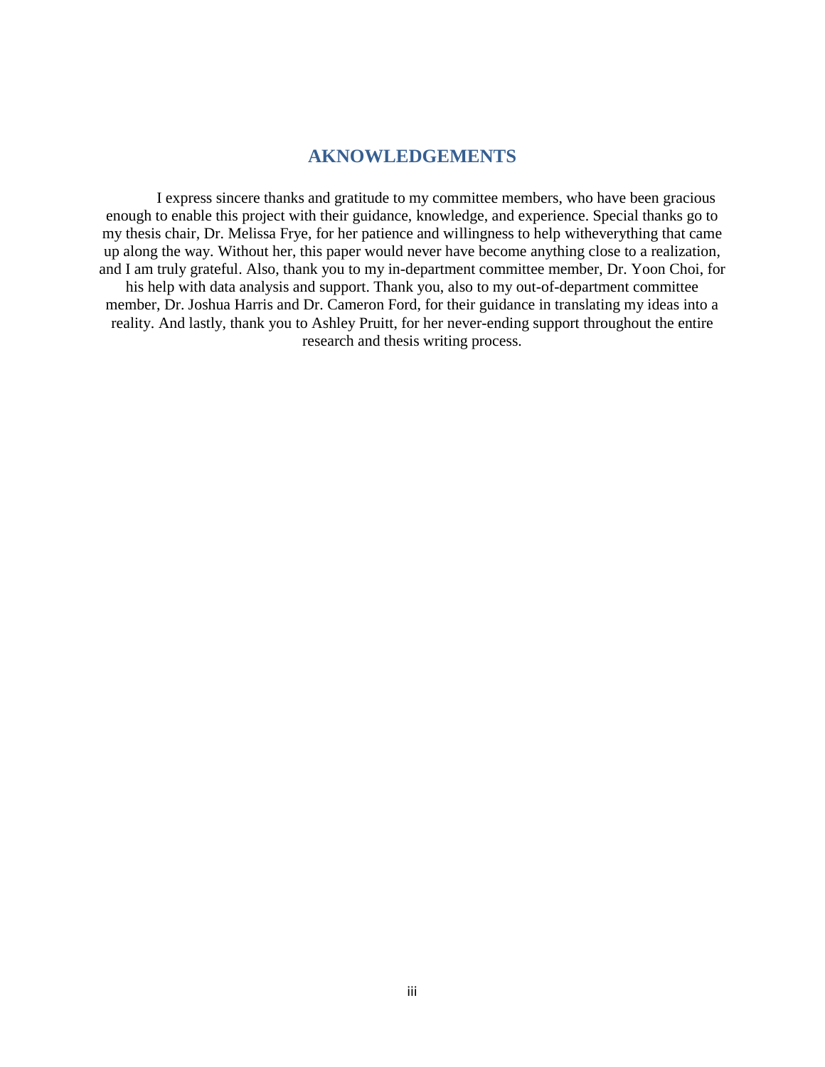# AKNOWLEDGEMENTS

I express sincere thanks and gratitude to my committee members, who have been gracious enough to enable this project with their guidance, knowledge, and experience. Special thanks go to my thesis chair, Dr. Melissa Frye, for her patience and willingness to help witheverything that came up along the way. Without her, this paper would never have become anything close to a realization, and I am truly grateful. Also, thank you to my in-department committee member, Dr. Yoon Choi, for his help with data analysis and support. Thank you, also to my out-of-department committee member, Dr. Joshua Harris and Dr. Cameron Ford, for their guidance in translating my ideas into a reality. And lastly, thank you to Ashley Pruitt, for her never-ending support throughout the entire research and thesis writing process.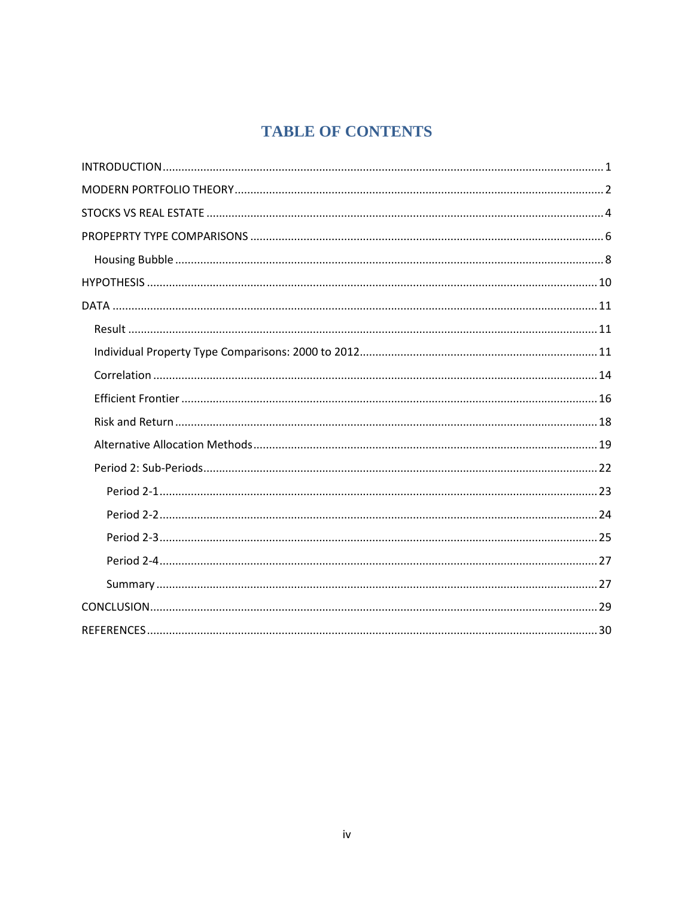# TABLE OF CONTENTS

INTRODUCTION .......... 1

MODERN PORTFOLIO THEORY .......... 2

STOCKS VS REAL ESTATE .......... 4

PROPEPRTY TYPE COMPARISONS .......... 6

- Housing Bubble .......... 8

HYPOTHESIS .......... 10

DATA .......... 11

- Result .......... 11
- Individual Property Type Comparisons: 2000 to 2012 .......... 11
- Correlation .......... 14
- Efficient Frontier .......... 16
- Risk and Return .......... 18
- Alternative Allocation Methods .......... 19
- Period 2: Sub-Periods .......... 22
    - Period 2-1 .......... 23
    - Period 2-2 .......... 24
    - Period 2-3 .......... 25
    - Period 2-4 .......... 27
    - Summary .......... 27

CONCLUSION .......... 29

REFERENCES .......... 30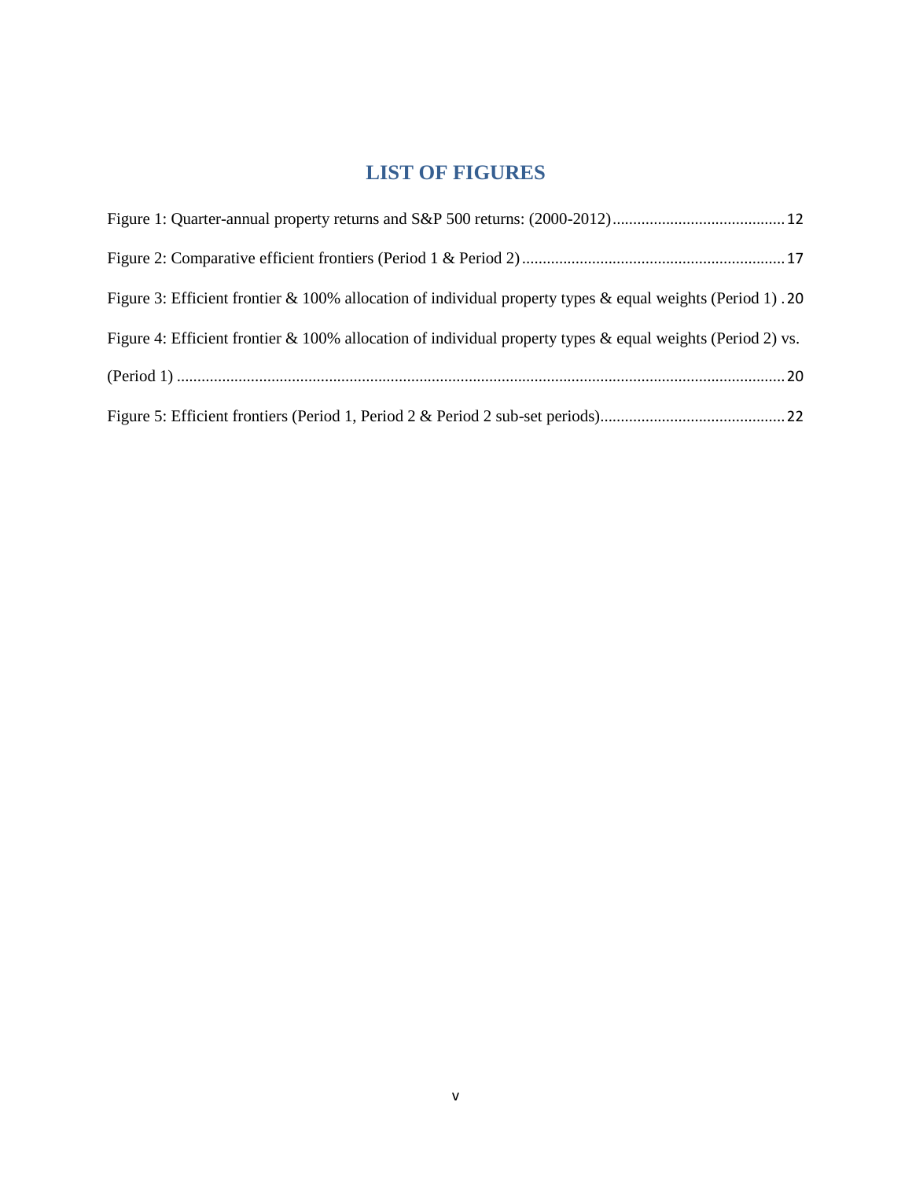# LIST OF FIGURES

Figure 1: Quarter-annual property returns and S&P 500 returns: (2000-2012) .......................................... 12

Figure 2: Comparative efficient frontiers (Period 1 & Period 2) ................................................................ 17

Figure 3: Efficient frontier & 100% allocation of individual property types & equal weights (Period 1) . 20

Figure 4: Efficient frontier & 100% allocation of individual property types & equal weights (Period 2) vs. (Period 1) .................................................................................................................................. 20

Figure 5: Efficient frontiers (Period 1, Period 2 & Period 2 sub-set periods)............................................ 22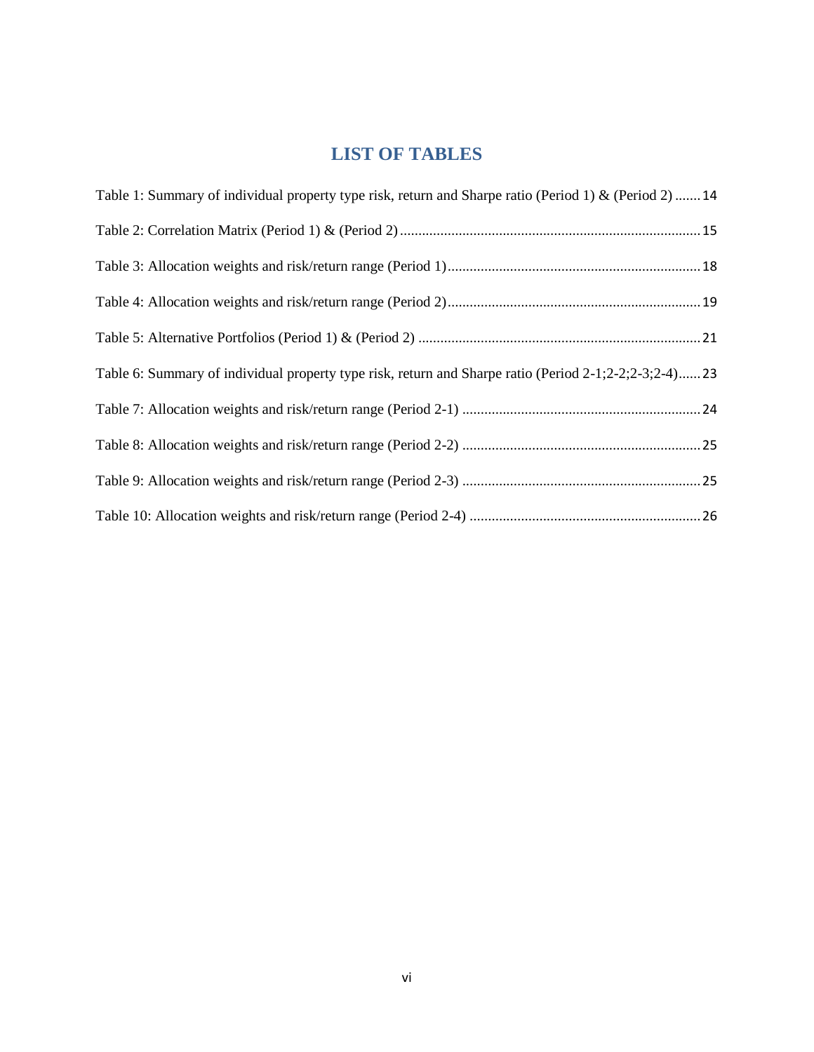# LIST OF TABLES

Table 1: Summary of individual property type risk, return and Sharpe ratio (Period 1) & (Period 2) ....... 14

Table 2: Correlation Matrix (Period 1) & (Period 2) ....... 15

Table 3: Allocation weights and risk/return range (Period 1) ....... 18

Table 4: Allocation weights and risk/return range (Period 2) ....... 19

Table 5: Alternative Portfolios (Period 1) & (Period 2) ....... 21

Table 6: Summary of individual property type risk, return and Sharpe ratio (Period 2-1;2-2;2-3;2-4) ....... 23

Table 7: Allocation weights and risk/return range (Period 2-1) ....... 24

Table 8: Allocation weights and risk/return range (Period 2-2) ....... 25

Table 9: Allocation weights and risk/return range (Period 2-3) ....... 25

Table 10: Allocation weights and risk/return range (Period 2-4) ....... 26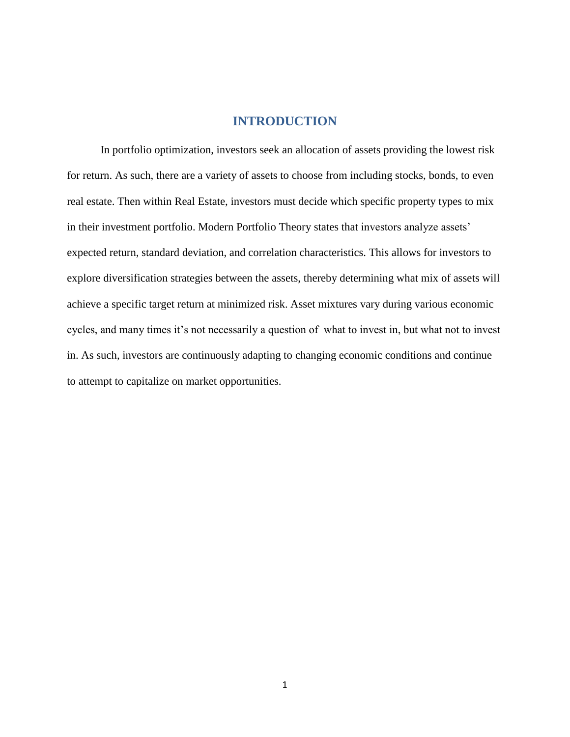# INTRODUCTION

In portfolio optimization, investors seek an allocation of assets providing the lowest risk for return. As such, there are a variety of assets to choose from including stocks, bonds, to even real estate. Then within Real Estate, investors must decide which specific property types to mix in their investment portfolio. Modern Portfolio Theory states that investors analyze assets' expected return, standard deviation, and correlation characteristics. This allows for investors to explore diversification strategies between the assets, thereby determining what mix of assets will achieve a specific target return at minimized risk. Asset mixtures vary during various economic cycles, and many times it's not necessarily a question of what to invest in, but what not to invest in. As such, investors are continuously adapting to changing economic conditions and continue to attempt to capitalize on market opportunities.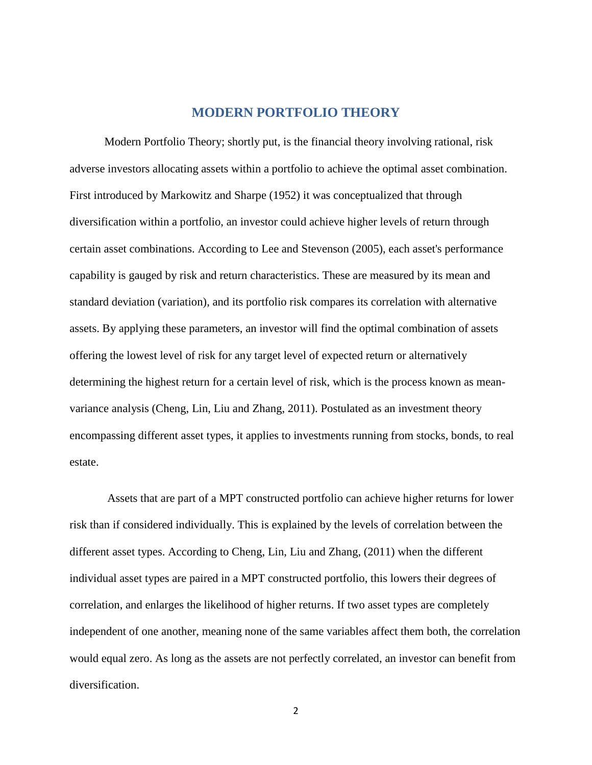# MODERN PORTFOLIO THEORY

Modern Portfolio Theory; shortly put, is the financial theory involving rational, risk adverse investors allocating assets within a portfolio to achieve the optimal asset combination. First introduced by Markowitz and Sharpe (1952) it was conceptualized that through diversification within a portfolio, an investor could achieve higher levels of return through certain asset combinations. According to Lee and Stevenson (2005), each asset's performance capability is gauged by risk and return characteristics. These are measured by its mean and standard deviation (variation), and its portfolio risk compares its correlation with alternative assets. By applying these parameters, an investor will find the optimal combination of assets offering the lowest level of risk for any target level of expected return or alternatively determining the highest return for a certain level of risk, which is the process known as mean-variance analysis (Cheng, Lin, Liu and Zhang, 2011). Postulated as an investment theory encompassing different asset types, it applies to investments running from stocks, bonds, to real estate.

Assets that are part of a MPT constructed portfolio can achieve higher returns for lower risk than if considered individually. This is explained by the levels of correlation between the different asset types. According to Cheng, Lin, Liu and Zhang, (2011) when the different individual asset types are paired in a MPT constructed portfolio, this lowers their degrees of correlation, and enlarges the likelihood of higher returns. If two asset types are completely independent of one another, meaning none of the same variables affect them both, the correlation would equal zero. As long as the assets are not perfectly correlated, an investor can benefit from diversification.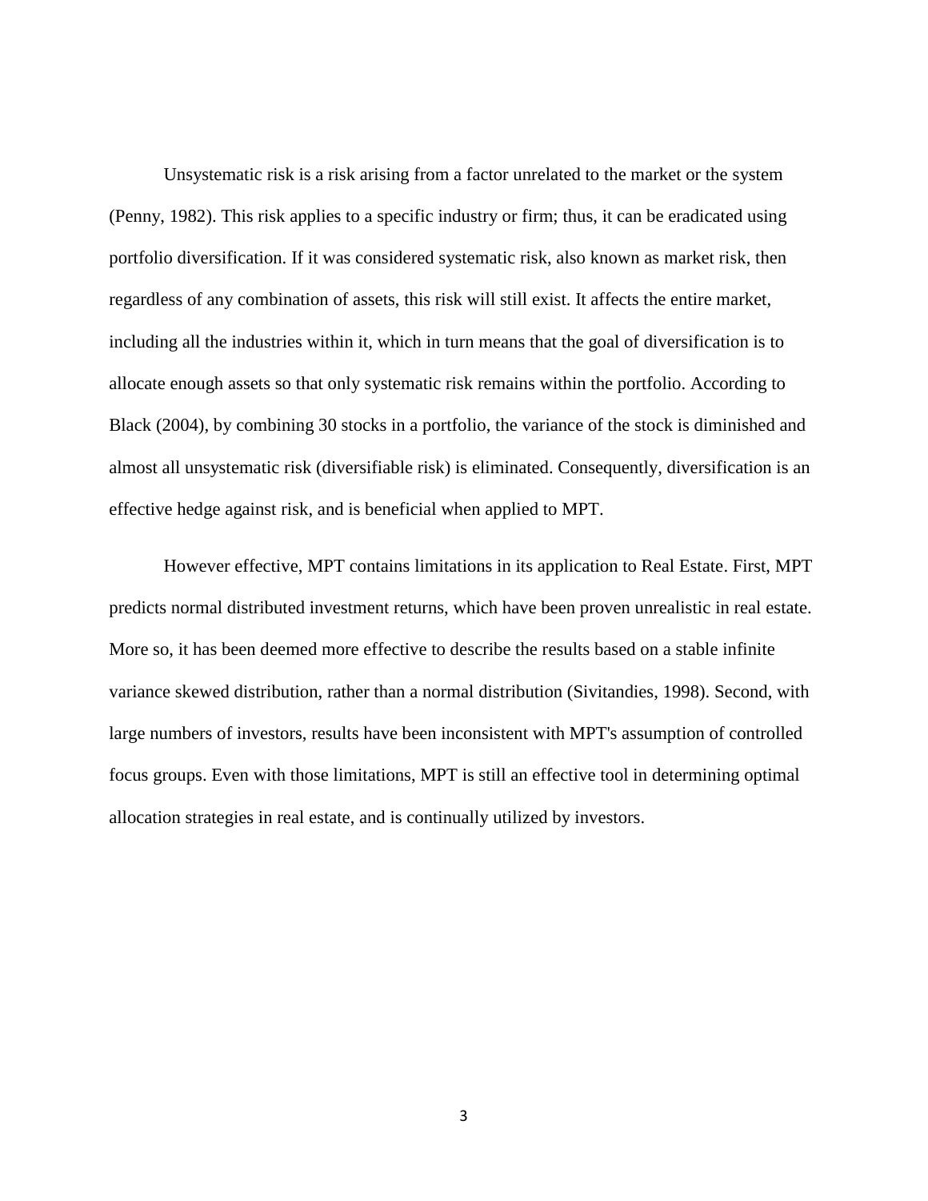Unsystematic risk is a risk arising from a factor unrelated to the market or the system (Penny, 1982). This risk applies to a specific industry or firm; thus, it can be eradicated using portfolio diversification. If it was considered systematic risk, also known as market risk, then regardless of any combination of assets, this risk will still exist. It affects the entire market, including all the industries within it, which in turn means that the goal of diversification is to allocate enough assets so that only systematic risk remains within the portfolio. According to Black (2004), by combining 30 stocks in a portfolio, the variance of the stock is diminished and almost all unsystematic risk (diversifiable risk) is eliminated. Consequently, diversification is an effective hedge against risk, and is beneficial when applied to MPT.

However effective, MPT contains limitations in its application to Real Estate. First, MPT predicts normal distributed investment returns, which have been proven unrealistic in real estate. More so, it has been deemed more effective to describe the results based on a stable infinite variance skewed distribution, rather than a normal distribution (Sivitandies, 1998). Second, with large numbers of investors, results have been inconsistent with MPT's assumption of controlled focus groups. Even with those limitations, MPT is still an effective tool in determining optimal allocation strategies in real estate, and is continually utilized by investors.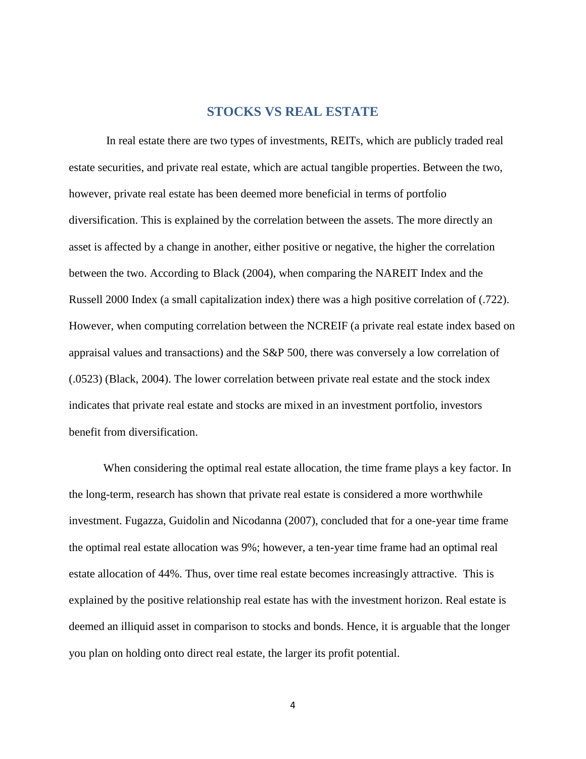## STOCKS VS REAL ESTATE

In real estate there are two types of investments, REITs, which are publicly traded real estate securities, and private real estate, which are actual tangible properties. Between the two, however, private real estate has been deemed more beneficial in terms of portfolio diversification. This is explained by the correlation between the assets. The more directly an asset is affected by a change in another, either positive or negative, the higher the correlation between the two. According to Black (2004), when comparing the NAREIT Index and the Russell 2000 Index (a small capitalization index) there was a high positive correlation of (.722). However, when computing correlation between the NCREIF (a private real estate index based on appraisal values and transactions) and the S&P 500, there was conversely a low correlation of (.0523) (Black, 2004). The lower correlation between private real estate and the stock index indicates that private real estate and stocks are mixed in an investment portfolio, investors benefit from diversification.

When considering the optimal real estate allocation, the time frame plays a key factor. In the long-term, research has shown that private real estate is considered a more worthwhile investment. Fugazza, Guidolin and Nicodanna (2007), concluded that for a one-year time frame the optimal real estate allocation was 9%; however, a ten-year time frame had an optimal real estate allocation of 44%. Thus, over time real estate becomes increasingly attractive. This is explained by the positive relationship real estate has with the investment horizon. Real estate is deemed an illiquid asset in comparison to stocks and bonds. Hence, it is arguable that the longer you plan on holding onto direct real estate, the larger its profit potential.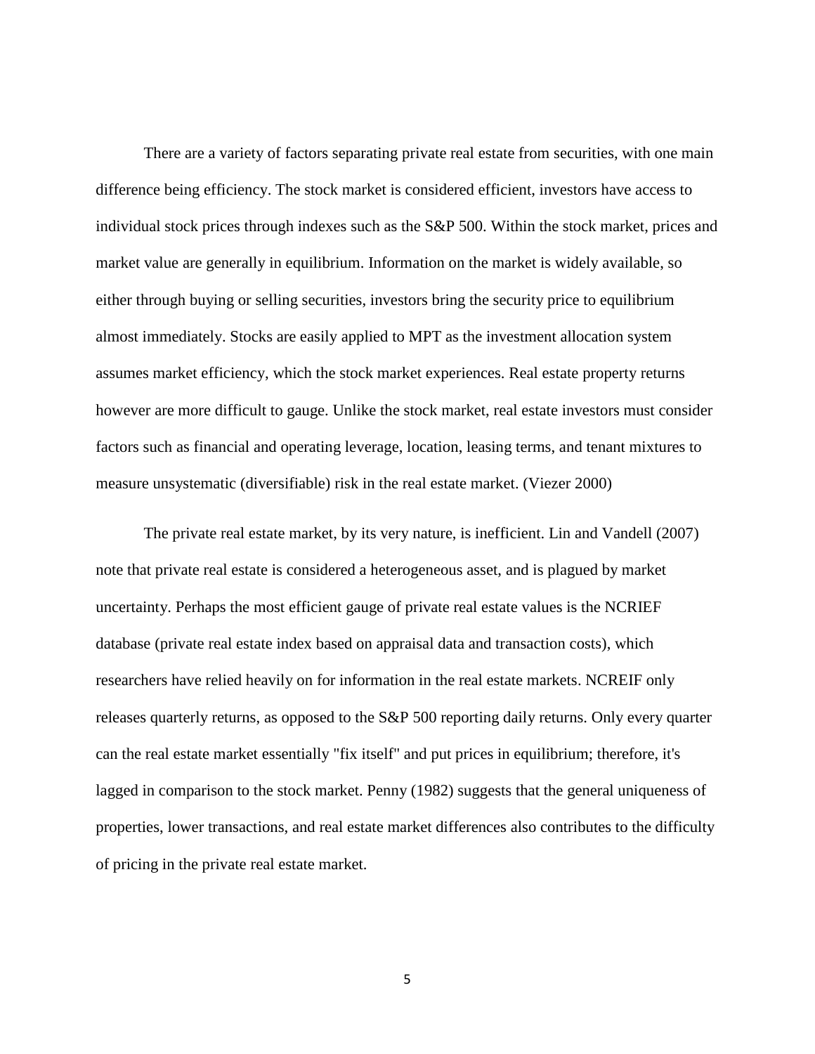There are a variety of factors separating private real estate from securities, with one main difference being efficiency. The stock market is considered efficient, investors have access to individual stock prices through indexes such as the S&P 500. Within the stock market, prices and market value are generally in equilibrium. Information on the market is widely available, so either through buying or selling securities, investors bring the security price to equilibrium almost immediately. Stocks are easily applied to MPT as the investment allocation system assumes market efficiency, which the stock market experiences. Real estate property returns however are more difficult to gauge. Unlike the stock market, real estate investors must consider factors such as financial and operating leverage, location, leasing terms, and tenant mixtures to measure unsystematic (diversifiable) risk in the real estate market. (Viezer 2000)

The private real estate market, by its very nature, is inefficient. Lin and Vandell (2007) note that private real estate is considered a heterogeneous asset, and is plagued by market uncertainty. Perhaps the most efficient gauge of private real estate values is the NCRIEF database (private real estate index based on appraisal data and transaction costs), which researchers have relied heavily on for information in the real estate markets. NCREIF only releases quarterly returns, as opposed to the S&P 500 reporting daily returns. Only every quarter can the real estate market essentially "fix itself" and put prices in equilibrium; therefore, it's lagged in comparison to the stock market. Penny (1982) suggests that the general uniqueness of properties, lower transactions, and real estate market differences also contributes to the difficulty of pricing in the private real estate market.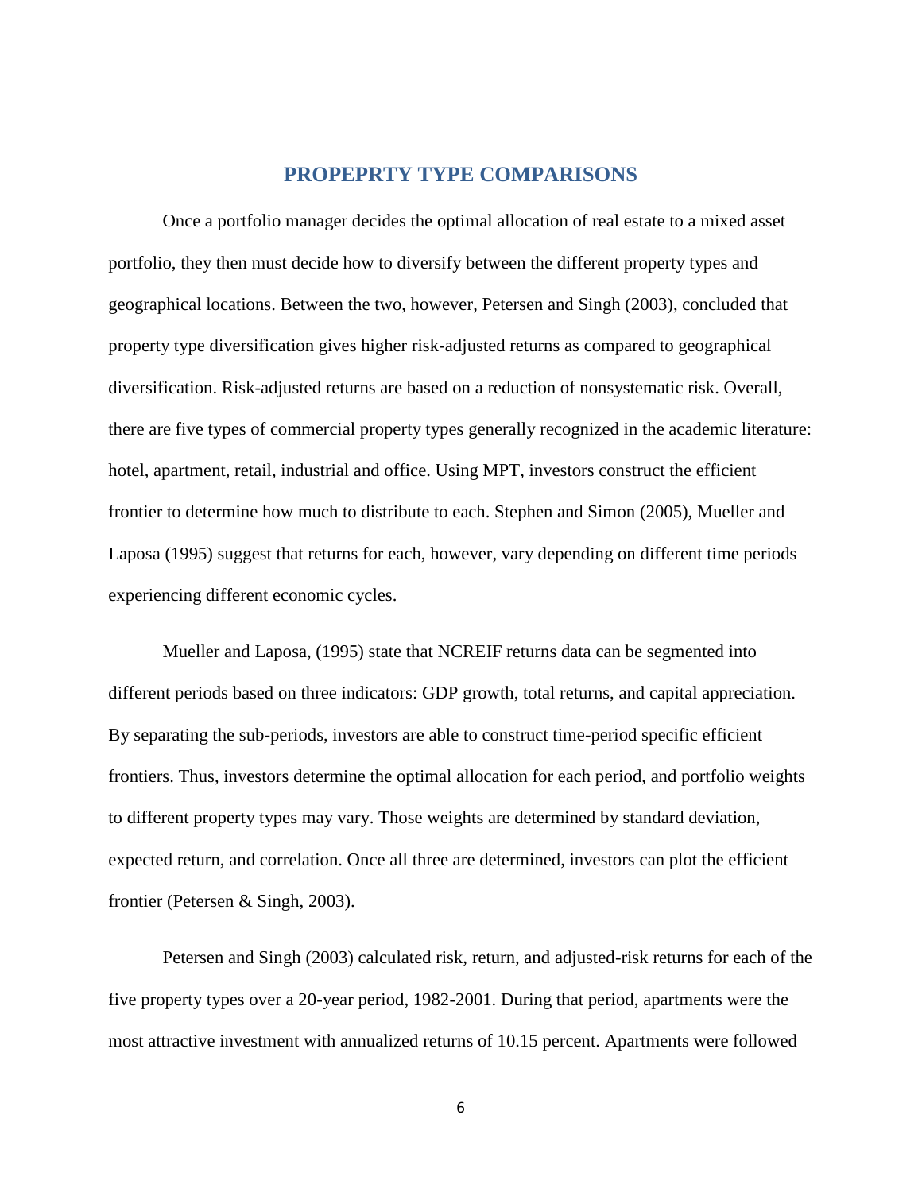## PROPEPRTY TYPE COMPARISONS

Once a portfolio manager decides the optimal allocation of real estate to a mixed asset portfolio, they then must decide how to diversify between the different property types and geographical locations. Between the two, however, Petersen and Singh (2003), concluded that property type diversification gives higher risk-adjusted returns as compared to geographical diversification. Risk-adjusted returns are based on a reduction of nonsystematic risk. Overall, there are five types of commercial property types generally recognized in the academic literature: hotel, apartment, retail, industrial and office. Using MPT, investors construct the efficient frontier to determine how much to distribute to each. Stephen and Simon (2005), Mueller and Laposa (1995) suggest that returns for each, however, vary depending on different time periods experiencing different economic cycles.

Mueller and Laposa, (1995) state that NCREIF returns data can be segmented into different periods based on three indicators: GDP growth, total returns, and capital appreciation. By separating the sub-periods, investors are able to construct time-period specific efficient frontiers. Thus, investors determine the optimal allocation for each period, and portfolio weights to different property types may vary. Those weights are determined by standard deviation, expected return, and correlation. Once all three are determined, investors can plot the efficient frontier (Petersen & Singh, 2003).

Petersen and Singh (2003) calculated risk, return, and adjusted-risk returns for each of the five property types over a 20-year period, 1982-2001. During that period, apartments were the most attractive investment with annualized returns of 10.15 percent. Apartments were followed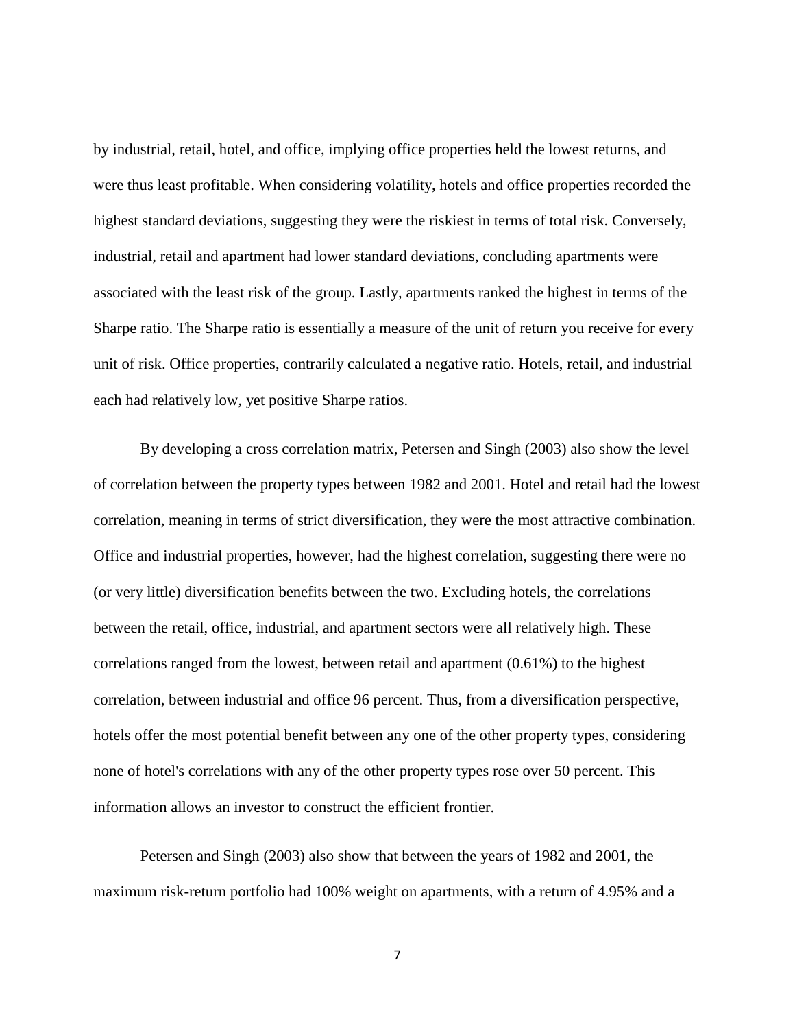by industrial, retail, hotel, and office, implying office properties held the lowest returns, and were thus least profitable. When considering volatility, hotels and office properties recorded the highest standard deviations, suggesting they were the riskiest in terms of total risk. Conversely, industrial, retail and apartment had lower standard deviations, concluding apartments were associated with the least risk of the group. Lastly, apartments ranked the highest in terms of the Sharpe ratio. The Sharpe ratio is essentially a measure of the unit of return you receive for every unit of risk. Office properties, contrarily calculated a negative ratio. Hotels, retail, and industrial each had relatively low, yet positive Sharpe ratios.

By developing a cross correlation matrix, Petersen and Singh (2003) also show the level of correlation between the property types between 1982 and 2001. Hotel and retail had the lowest correlation, meaning in terms of strict diversification, they were the most attractive combination. Office and industrial properties, however, had the highest correlation, suggesting there were no (or very little) diversification benefits between the two. Excluding hotels, the correlations between the retail, office, industrial, and apartment sectors were all relatively high. These correlations ranged from the lowest, between retail and apartment (0.61%) to the highest correlation, between industrial and office 96 percent. Thus, from a diversification perspective, hotels offer the most potential benefit between any one of the other property types, considering none of hotel's correlations with any of the other property types rose over 50 percent. This information allows an investor to construct the efficient frontier.

Petersen and Singh (2003) also show that between the years of 1982 and 2001, the maximum risk-return portfolio had 100% weight on apartments, with a return of 4.95% and a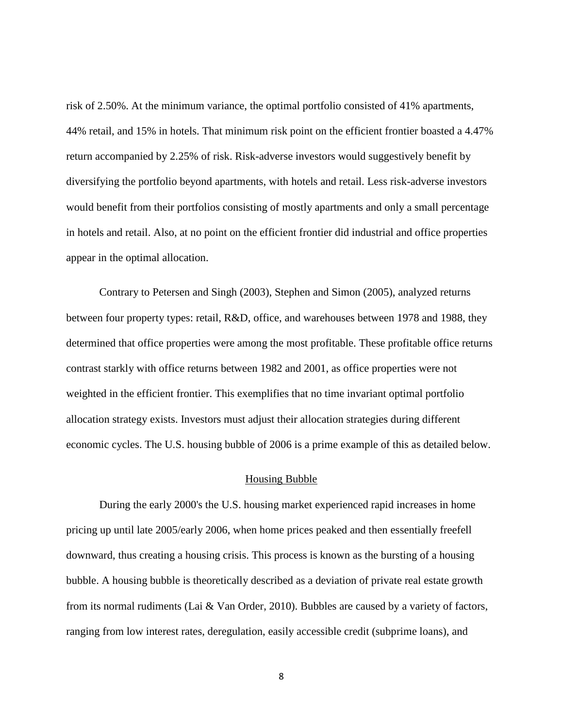risk of 2.50%. At the minimum variance, the optimal portfolio consisted of 41% apartments, 44% retail, and 15% in hotels. That minimum risk point on the efficient frontier boasted a 4.47% return accompanied by 2.25% of risk. Risk-adverse investors would suggestively benefit by diversifying the portfolio beyond apartments, with hotels and retail. Less risk-adverse investors would benefit from their portfolios consisting of mostly apartments and only a small percentage in hotels and retail. Also, at no point on the efficient frontier did industrial and office properties appear in the optimal allocation.

Contrary to Petersen and Singh (2003), Stephen and Simon (2005), analyzed returns between four property types: retail, R&D, office, and warehouses between 1978 and 1988, they determined that office properties were among the most profitable. These profitable office returns contrast starkly with office returns between 1982 and 2001, as office properties were not weighted in the efficient frontier. This exemplifies that no time invariant optimal portfolio allocation strategy exists. Investors must adjust their allocation strategies during different economic cycles. The U.S. housing bubble of 2006 is a prime example of this as detailed below.

## Housing Bubble

During the early 2000's the U.S. housing market experienced rapid increases in home pricing up until late 2005/early 2006, when home prices peaked and then essentially freefell downward, thus creating a housing crisis. This process is known as the bursting of a housing bubble. A housing bubble is theoretically described as a deviation of private real estate growth from its normal rudiments (Lai & Van Order, 2010). Bubbles are caused by a variety of factors, ranging from low interest rates, deregulation, easily accessible credit (subprime loans), and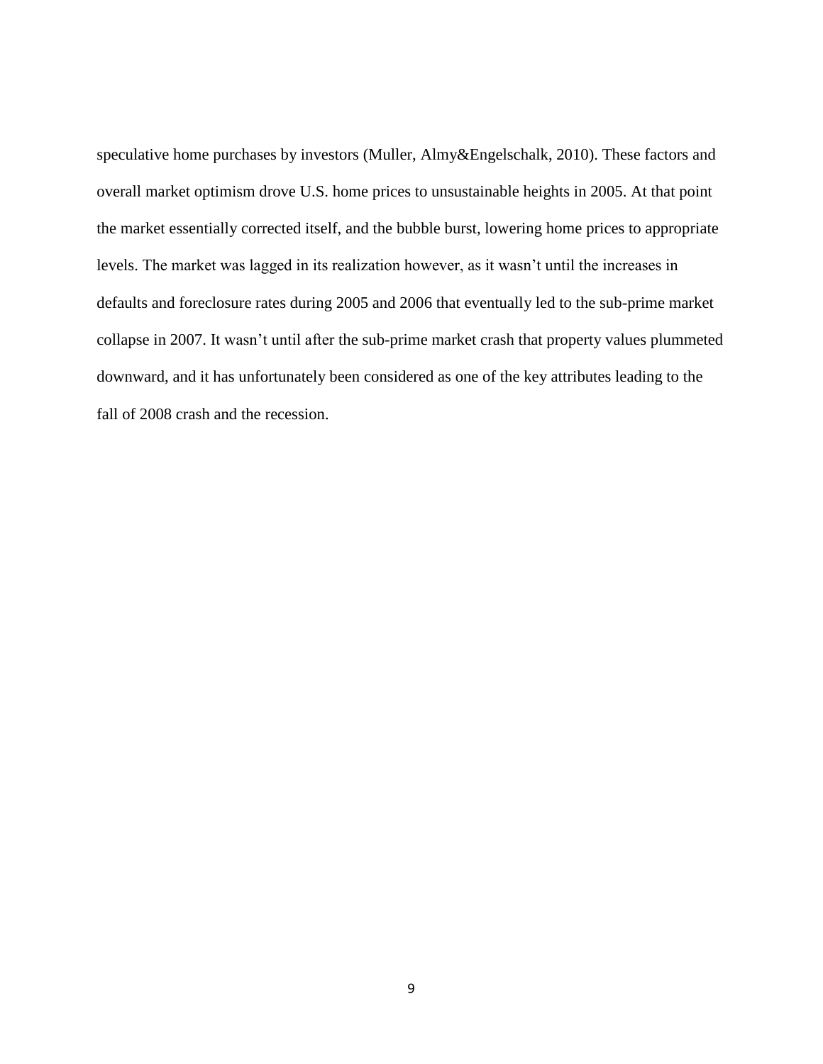speculative home purchases by investors (Muller, Almy&Engelschalk, 2010). These factors and overall market optimism drove U.S. home prices to unsustainable heights in 2005. At that point the market essentially corrected itself, and the bubble burst, lowering home prices to appropriate levels. The market was lagged in its realization however, as it wasn't until the increases in defaults and foreclosure rates during 2005 and 2006 that eventually led to the sub-prime market collapse in 2007. It wasn't until after the sub-prime market crash that property values plummeted downward, and it has unfortunately been considered as one of the key attributes leading to the fall of 2008 crash and the recession.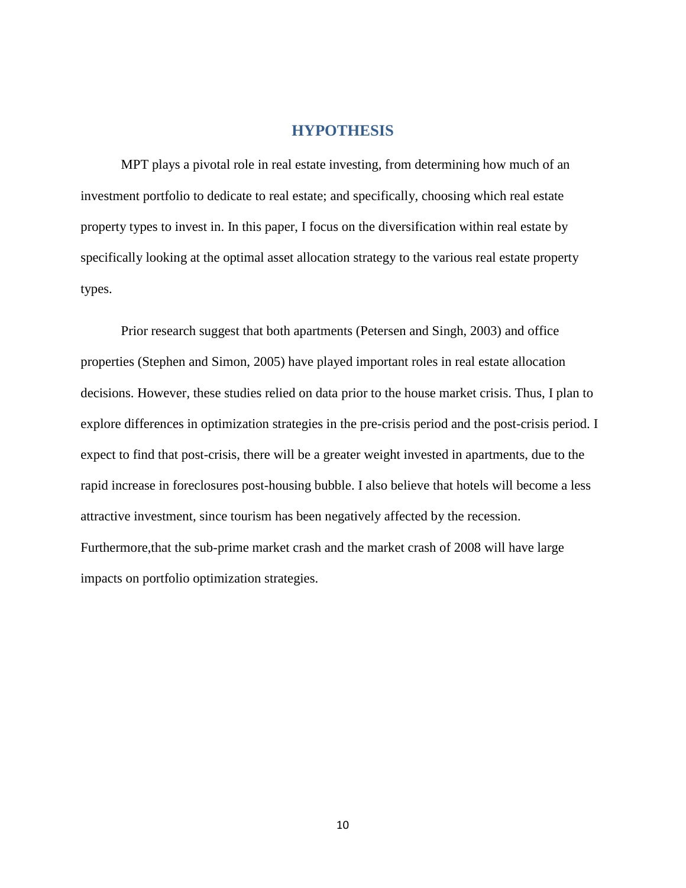# HYPOTHESIS

MPT plays a pivotal role in real estate investing, from determining how much of an investment portfolio to dedicate to real estate; and specifically, choosing which real estate property types to invest in. In this paper, I focus on the diversification within real estate by specifically looking at the optimal asset allocation strategy to the various real estate property types.

Prior research suggest that both apartments (Petersen and Singh, 2003) and office properties (Stephen and Simon, 2005) have played important roles in real estate allocation decisions. However, these studies relied on data prior to the house market crisis. Thus, I plan to explore differences in optimization strategies in the pre-crisis period and the post-crisis period. I expect to find that post-crisis, there will be a greater weight invested in apartments, due to the rapid increase in foreclosures post-housing bubble. I also believe that hotels will become a less attractive investment, since tourism has been negatively affected by the recession. Furthermore,that the sub-prime market crash and the market crash of 2008 will have large impacts on portfolio optimization strategies.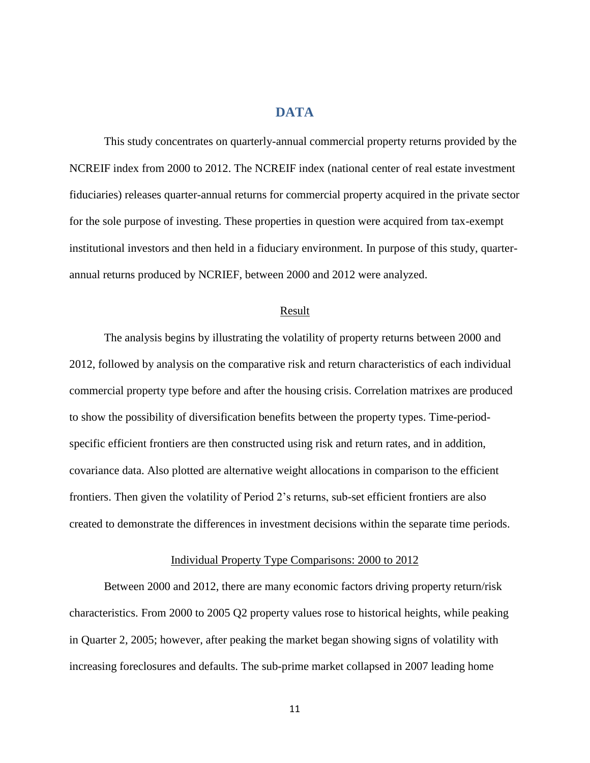# DATA

This study concentrates on quarterly-annual commercial property returns provided by the NCREIF index from 2000 to 2012. The NCREIF index (national center of real estate investment fiduciaries) releases quarter-annual returns for commercial property acquired in the private sector for the sole purpose of investing. These properties in question were acquired from tax-exempt institutional investors and then held in a fiduciary environment. In purpose of this study, quarter-annual returns produced by NCRIEF, between 2000 and 2012 were analyzed.

## Result

The analysis begins by illustrating the volatility of property returns between 2000 and 2012, followed by analysis on the comparative risk and return characteristics of each individual commercial property type before and after the housing crisis. Correlation matrixes are produced to show the possibility of diversification benefits between the property types. Time-period-specific efficient frontiers are then constructed using risk and return rates, and in addition, covariance data. Also plotted are alternative weight allocations in comparison to the efficient frontiers. Then given the volatility of Period 2's returns, sub-set efficient frontiers are also created to demonstrate the differences in investment decisions within the separate time periods.

### Individual Property Type Comparisons: 2000 to 2012

Between 2000 and 2012, there are many economic factors driving property return/risk characteristics. From 2000 to 2005 Q2 property values rose to historical heights, while peaking in Quarter 2, 2005; however, after peaking the market began showing signs of volatility with increasing foreclosures and defaults. The sub-prime market collapsed in 2007 leading home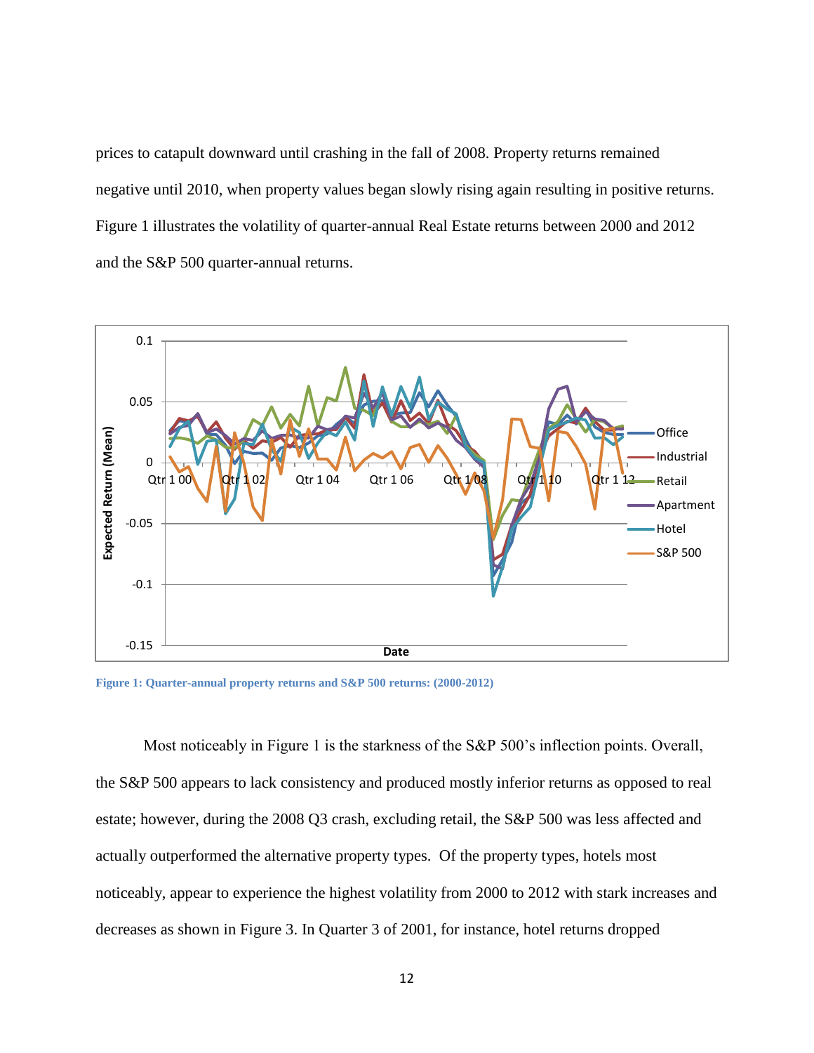prices to catapult downward until crashing in the fall of 2008. Property returns remained negative until 2010, when property values began slowly rising again resulting in positive returns. Figure 1 illustrates the volatility of quarter-annual Real Estate returns between 2000 and 2012 and the S&P 500 quarter-annual returns.

**Figure 1: Quarter-annual property returns and S&P 500 returns: (2000-2012)**

Most noticeably in Figure 1 is the starkness of the S&P 500's inflection points. Overall, the S&P 500 appears to lack consistency and produced mostly inferior returns as opposed to real estate; however, during the 2008 Q3 crash, excluding retail, the S&P 500 was less affected and actually outperformed the alternative property types. Of the property types, hotels most noticeably, appear to experience the highest volatility from 2000 to 2012 with stark increases and decreases as shown in Figure 3. In Quarter 3 of 2001, for instance, hotel returns dropped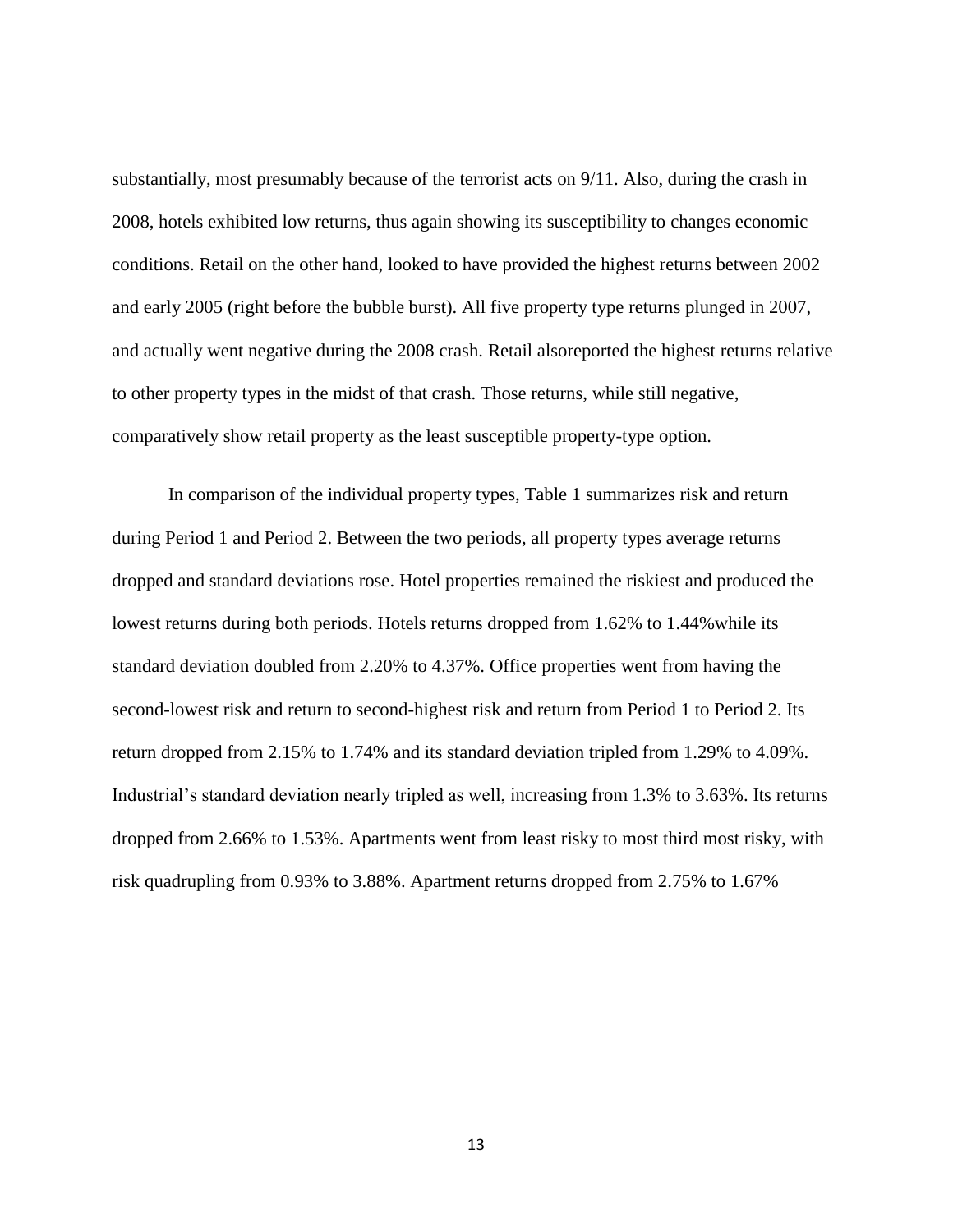substantially, most presumably because of the terrorist acts on 9/11. Also, during the crash in 2008, hotels exhibited low returns, thus again showing its susceptibility to changes economic conditions. Retail on the other hand, looked to have provided the highest returns between 2002 and early 2005 (right before the bubble burst). All five property type returns plunged in 2007, and actually went negative during the 2008 crash. Retail alsoreported the highest returns relative to other property types in the midst of that crash. Those returns, while still negative, comparatively show retail property as the least susceptible property-type option.

In comparison of the individual property types, Table 1 summarizes risk and return during Period 1 and Period 2. Between the two periods, all property types average returns dropped and standard deviations rose. Hotel properties remained the riskiest and produced the lowest returns during both periods. Hotels returns dropped from 1.62% to 1.44%while its standard deviation doubled from 2.20% to 4.37%. Office properties went from having the second-lowest risk and return to second-highest risk and return from Period 1 to Period 2. Its return dropped from 2.15% to 1.74% and its standard deviation tripled from 1.29% to 4.09%. Industrial's standard deviation nearly tripled as well, increasing from 1.3% to 3.63%. Its returns dropped from 2.66% to 1.53%. Apartments went from least risky to most third most risky, with risk quadrupling from 0.93% to 3.88%. Apartment returns dropped from 2.75% to 1.67%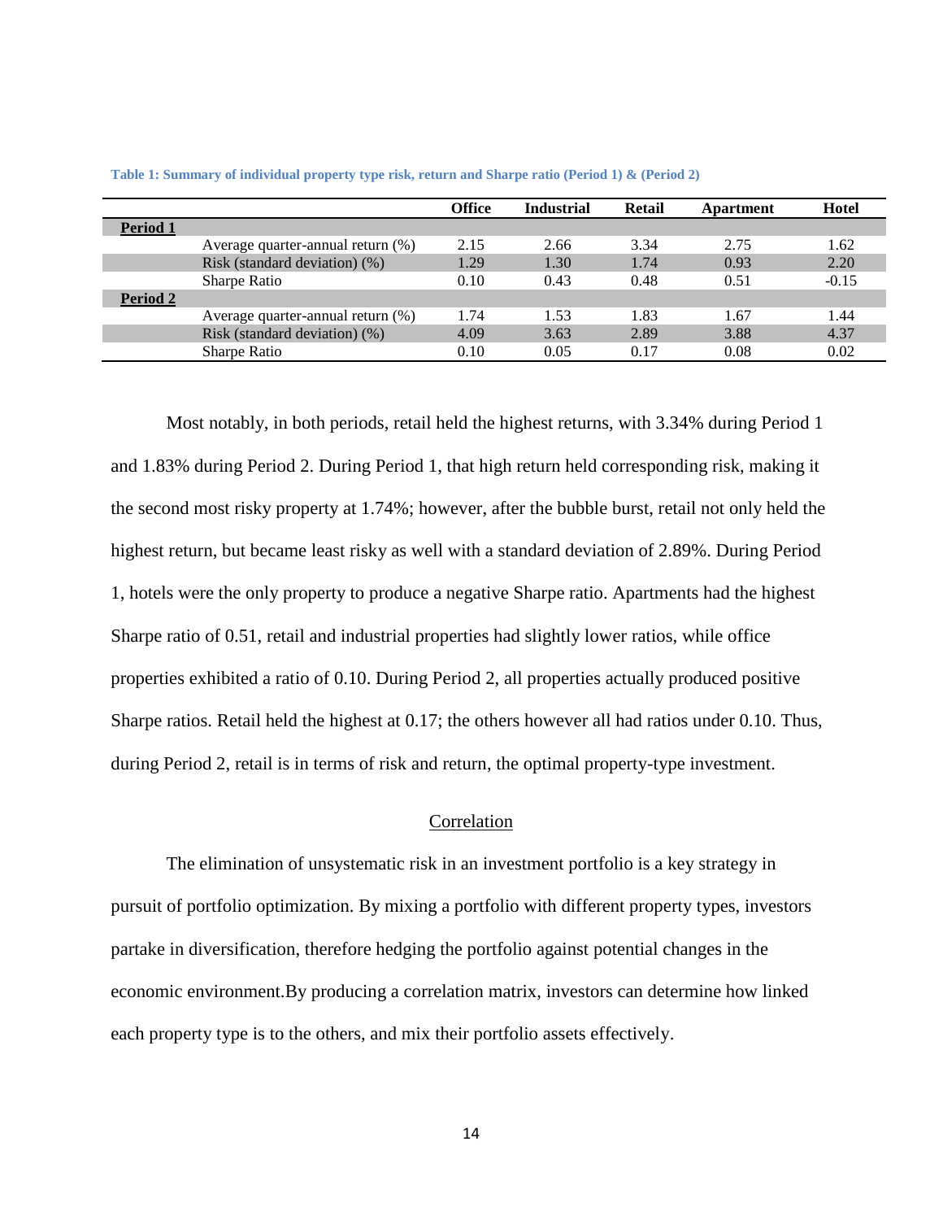**Table 1: Summary of individual property type risk, return and Sharpe ratio (Period 1) & (Period 2)**

| | | Office | Industrial | Retail | Apartment | Hotel |
|---|---|---|---|---|---|---|
| **Period 1** | | | | | | |
| | Average quarter-annual return (%) | 2.15 | 2.66 | 3.34 | 2.75 | 1.62 |
| | Risk (standard deviation) (%) | 1.29 | 1.30 | 1.74 | 0.93 | 2.20 |
| | Sharpe Ratio | 0.10 | 0.43 | 0.48 | 0.51 | -0.15 |
| **Period 2** | | | | | | |
| | Average quarter-annual return (%) | 1.74 | 1.53 | 1.83 | 1.67 | 1.44 |
| | Risk (standard deviation) (%) | 4.09 | 3.63 | 2.89 | 3.88 | 4.37 |
| | Sharpe Ratio | 0.10 | 0.05 | 0.17 | 0.08 | 0.02 |

Most notably, in both periods, retail held the highest returns, with 3.34% during Period 1 and 1.83% during Period 2. During Period 1, that high return held corresponding risk, making it the second most risky property at 1.74%; however, after the bubble burst, retail not only held the highest return, but became least risky as well with a standard deviation of 2.89%. During Period 1, hotels were the only property to produce a negative Sharpe ratio. Apartments had the highest Sharpe ratio of 0.51, retail and industrial properties had slightly lower ratios, while office properties exhibited a ratio of 0.10. During Period 2, all properties actually produced positive Sharpe ratios. Retail held the highest at 0.17; the others however all had ratios under 0.10. Thus, during Period 2, retail is in terms of risk and return, the optimal property-type investment.

## Correlation

The elimination of unsystematic risk in an investment portfolio is a key strategy in pursuit of portfolio optimization. By mixing a portfolio with different property types, investors partake in diversification, therefore hedging the portfolio against potential changes in the economic environment.By producing a correlation matrix, investors can determine how linked each property type is to the others, and mix their portfolio assets effectively.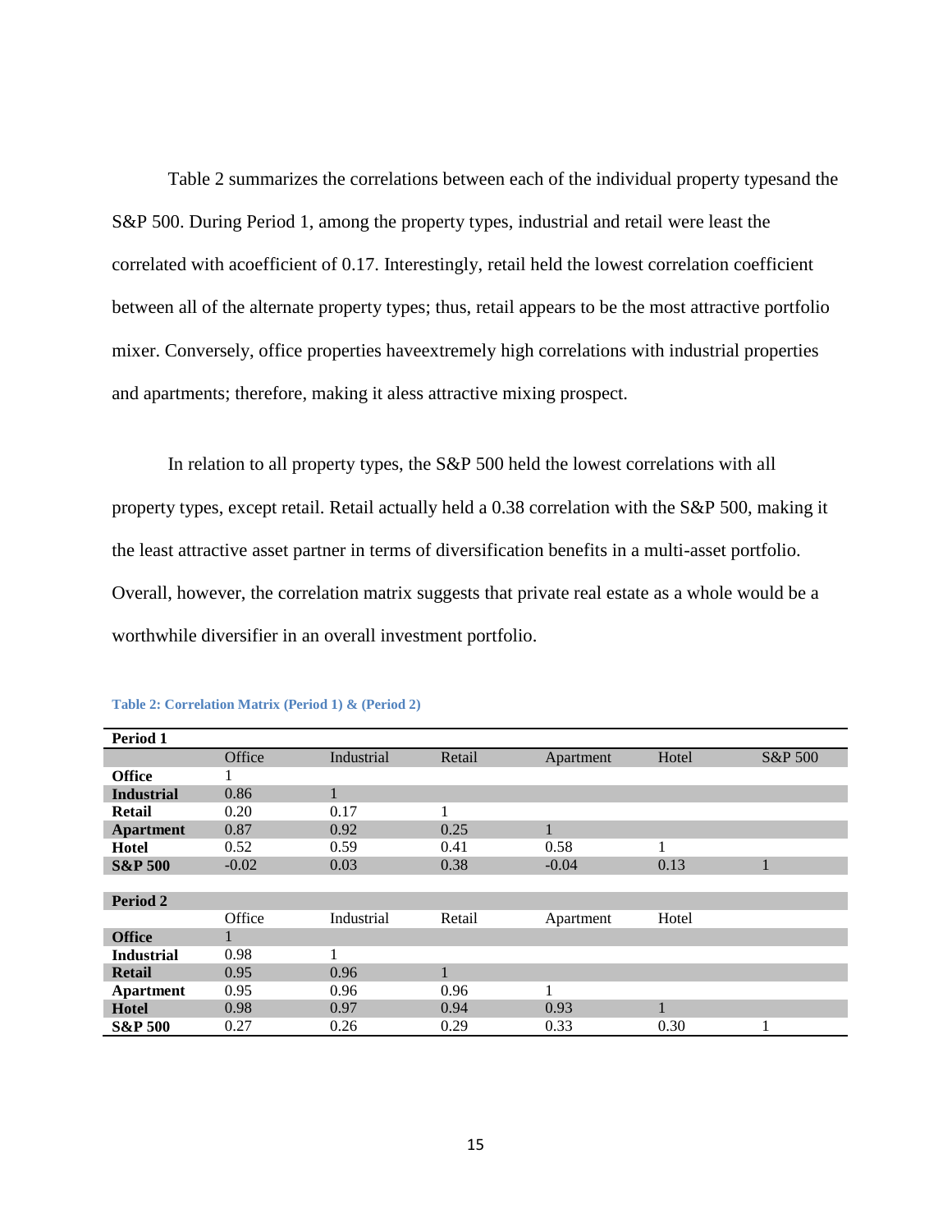Table 2 summarizes the correlations between each of the individual property typesand the S&P 500. During Period 1, among the property types, industrial and retail were least the correlated with acoefficient of 0.17. Interestingly, retail held the lowest correlation coefficient between all of the alternate property types; thus, retail appears to be the most attractive portfolio mixer. Conversely, office properties haveextremely high correlations with industrial properties and apartments; therefore, making it aless attractive mixing prospect.

In relation to all property types, the S&P 500 held the lowest correlations with all property types, except retail. Retail actually held a 0.38 correlation with the S&P 500, making it the least attractive asset partner in terms of diversification benefits in a multi-asset portfolio. Overall, however, the correlation matrix suggests that private real estate as a whole would be a worthwhile diversifier in an overall investment portfolio.

**Table 2: Correlation Matrix (Period 1) & (Period 2)**

| **Period 1** | | | | | | |
|---|---|---|---|---|---|---|
| | Office | Industrial | Retail | Apartment | Hotel | S&P 500 |
| **Office** | 1 | | | | | |
| **Industrial** | 0.86 | 1 | | | | |
| **Retail** | 0.20 | 0.17 | 1 | | | |
| **Apartment** | 0.87 | 0.92 | 0.25 | 1 | | |
| **Hotel** | 0.52 | 0.59 | 0.41 | 0.58 | 1 | |
| **S&P 500** | -0.02 | 0.03 | 0.38 | -0.04 | 0.13 | 1 |
| | | | | | | |
| **Period 2** | | | | | | |
| | Office | Industrial | Retail | Apartment | Hotel | |
| **Office** | 1 | | | | | |
| **Industrial** | 0.98 | 1 | | | | |
| **Retail** | 0.95 | 0.96 | 1 | | | |
| **Apartment** | 0.95 | 0.96 | 0.96 | 1 | | |
| **Hotel** | 0.98 | 0.97 | 0.94 | 0.93 | 1 | |
| **S&P 500** | 0.27 | 0.26 | 0.29 | 0.33 | 0.30 | 1 |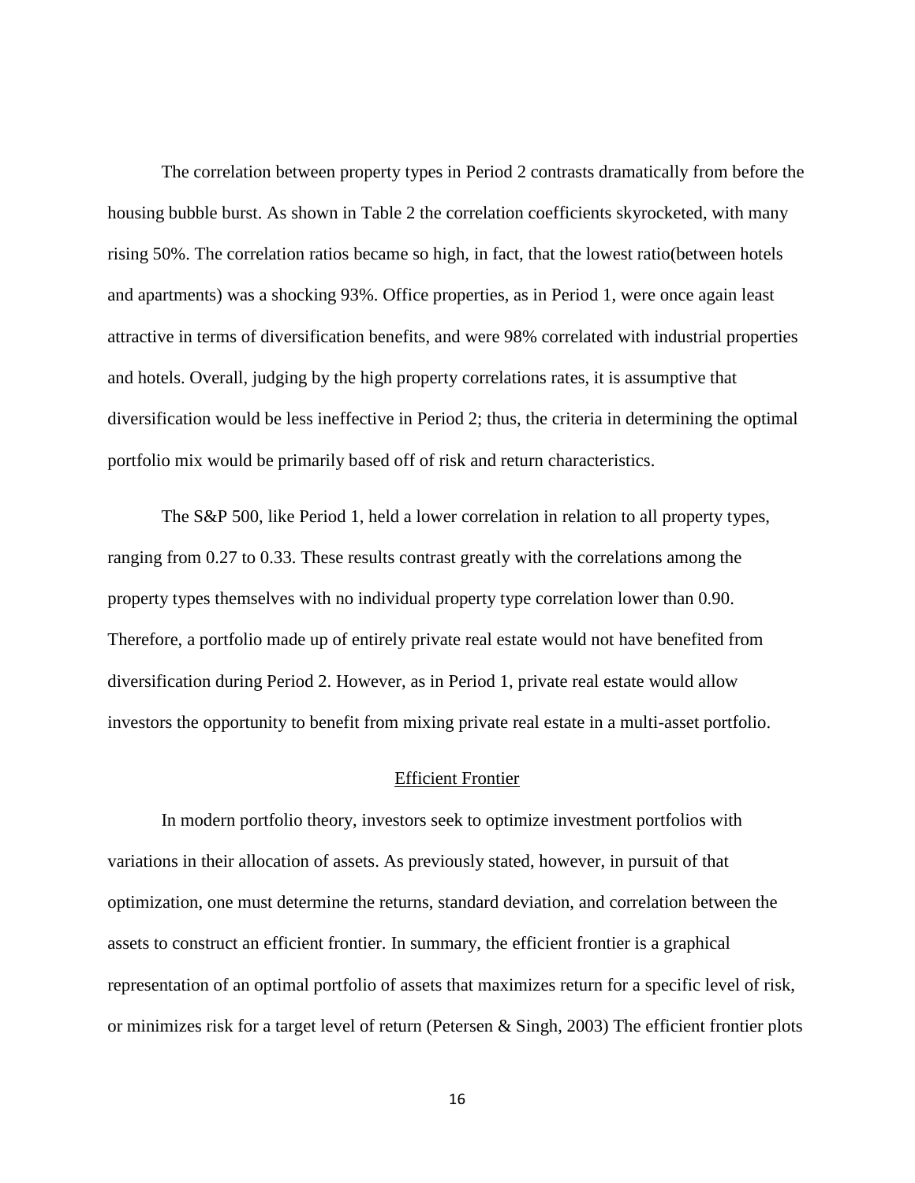The correlation between property types in Period 2 contrasts dramatically from before the housing bubble burst. As shown in Table 2 the correlation coefficients skyrocketed, with many rising 50%. The correlation ratios became so high, in fact, that the lowest ratio(between hotels and apartments) was a shocking 93%. Office properties, as in Period 1, were once again least attractive in terms of diversification benefits, and were 98% correlated with industrial properties and hotels. Overall, judging by the high property correlations rates, it is assumptive that diversification would be less ineffective in Period 2; thus, the criteria in determining the optimal portfolio mix would be primarily based off of risk and return characteristics.

The S&P 500, like Period 1, held a lower correlation in relation to all property types, ranging from 0.27 to 0.33. These results contrast greatly with the correlations among the property types themselves with no individual property type correlation lower than 0.90. Therefore, a portfolio made up of entirely private real estate would not have benefited from diversification during Period 2. However, as in Period 1, private real estate would allow investors the opportunity to benefit from mixing private real estate in a multi-asset portfolio.

## Efficient Frontier

In modern portfolio theory, investors seek to optimize investment portfolios with variations in their allocation of assets. As previously stated, however, in pursuit of that optimization, one must determine the returns, standard deviation, and correlation between the assets to construct an efficient frontier. In summary, the efficient frontier is a graphical representation of an optimal portfolio of assets that maximizes return for a specific level of risk, or minimizes risk for a target level of return (Petersen & Singh, 2003) The efficient frontier plots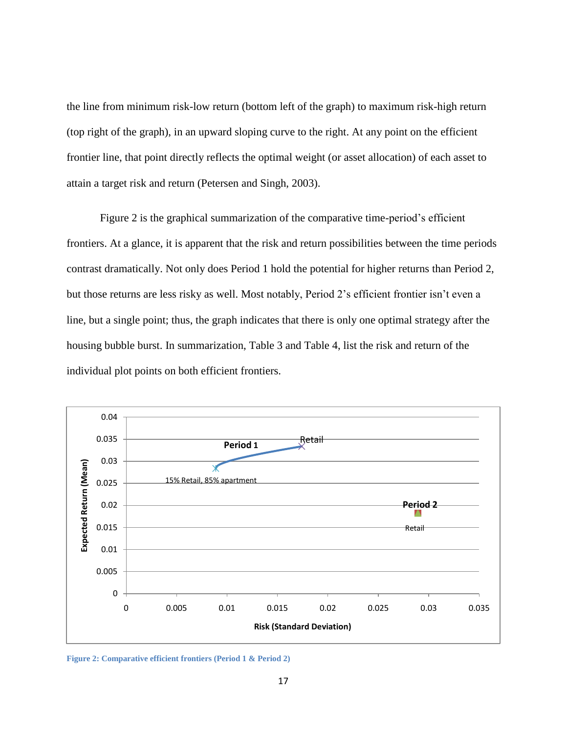the line from minimum risk-low return (bottom left of the graph) to maximum risk-high return (top right of the graph), in an upward sloping curve to the right. At any point on the efficient frontier line, that point directly reflects the optimal weight (or asset allocation) of each asset to attain a target risk and return (Petersen and Singh, 2003).

Figure 2 is the graphical summarization of the comparative time-period's efficient frontiers. At a glance, it is apparent that the risk and return possibilities between the time periods contrast dramatically. Not only does Period 1 hold the potential for higher returns than Period 2, but those returns are less risky as well. Most notably, Period 2's efficient frontier isn't even a line, but a single point; thus, the graph indicates that there is only one optimal strategy after the housing bubble burst. In summarization, Table 3 and Table 4, list the risk and return of the individual plot points on both efficient frontiers.

**Figure 2: Comparative efficient frontiers (Period 1 & Period 2)**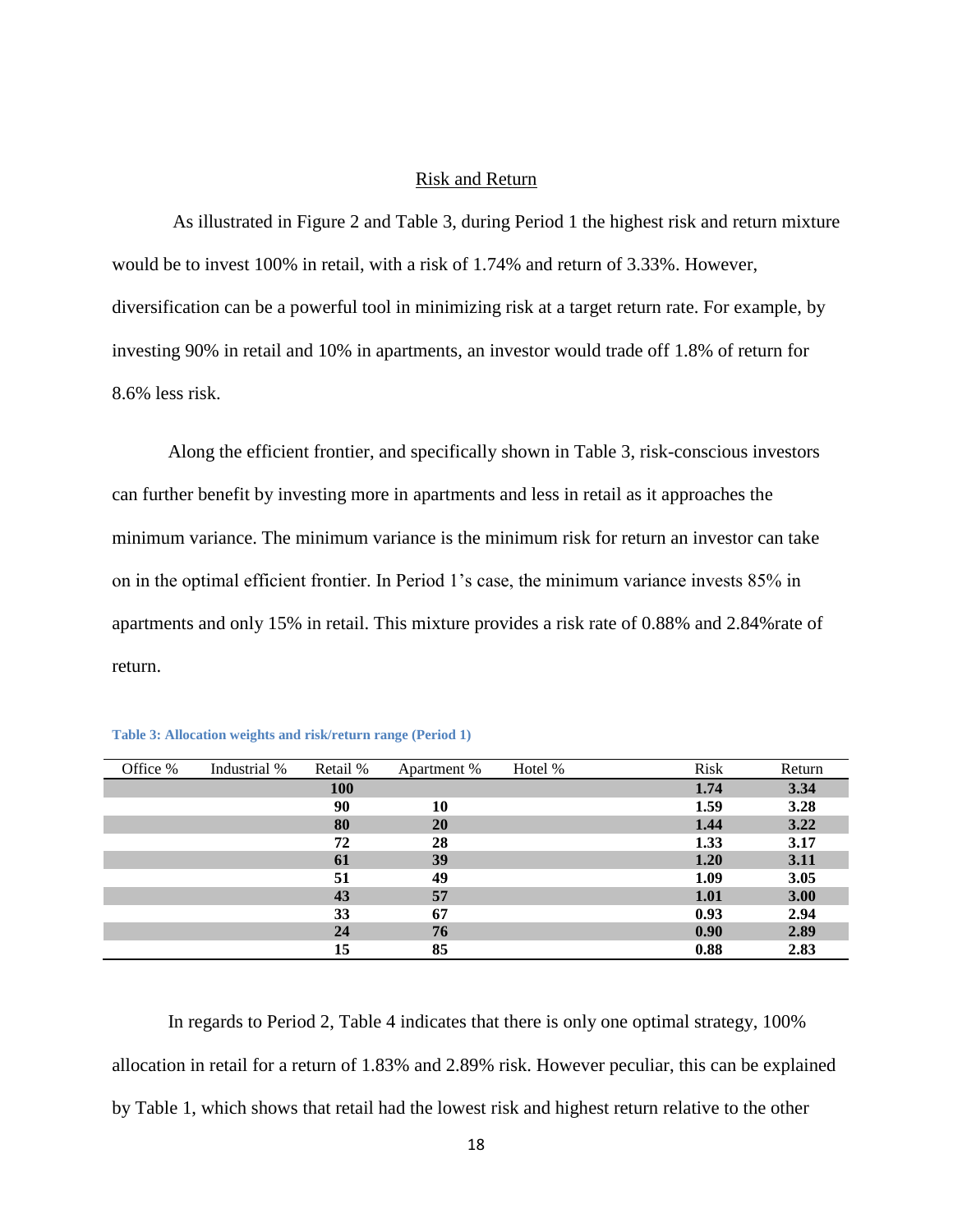## Risk and Return

As illustrated in Figure 2 and Table 3, during Period 1 the highest risk and return mixture would be to invest 100% in retail, with a risk of 1.74% and return of 3.33%. However, diversification can be a powerful tool in minimizing risk at a target return rate. For example, by investing 90% in retail and 10% in apartments, an investor would trade off 1.8% of return for 8.6% less risk.

Along the efficient frontier, and specifically shown in Table 3, risk-conscious investors can further benefit by investing more in apartments and less in retail as it approaches the minimum variance. The minimum variance is the minimum risk for return an investor can take on in the optimal efficient frontier. In Period 1's case, the minimum variance invests 85% in apartments and only 15% in retail. This mixture provides a risk rate of 0.88% and 2.84%rate of return.

**Table 3: Allocation weights and risk/return range (Period 1)**

| Office % | Industrial % | Retail % | Apartment % | Hotel % | Risk | Return |
|---|---|---|---|---|---|---|
| | | **100** | | | **1.74** | **3.34** |
| | | **90** | **10** | | **1.59** | **3.28** |
| | | **80** | **20** | | **1.44** | **3.22** |
| | | **72** | **28** | | **1.33** | **3.17** |
| | | **61** | **39** | | **1.20** | **3.11** |
| | | **51** | **49** | | **1.09** | **3.05** |
| | | **43** | **57** | | **1.01** | **3.00** |
| | | **33** | **67** | | **0.93** | **2.94** |
| | | **24** | **76** | | **0.90** | **2.89** |
| | | **15** | **85** | | **0.88** | **2.83** |

In regards to Period 2, Table 4 indicates that there is only one optimal strategy, 100% allocation in retail for a return of 1.83% and 2.89% risk. However peculiar, this can be explained by Table 1, which shows that retail had the lowest risk and highest return relative to the other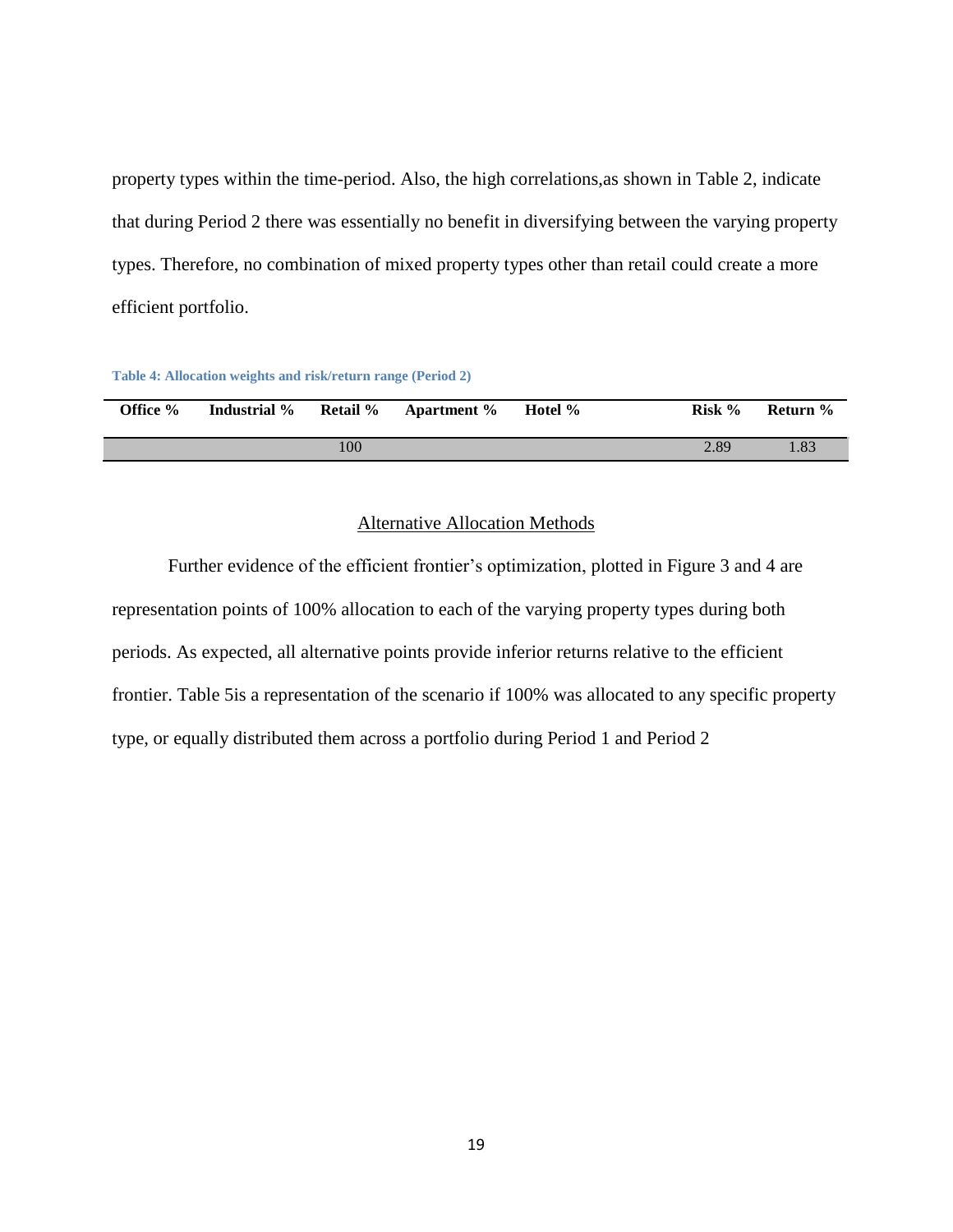property types within the time-period. Also, the high correlations,as shown in Table 2, indicate that during Period 2 there was essentially no benefit in diversifying between the varying property types. Therefore, no combination of mixed property types other than retail could create a more efficient portfolio.

**Table 4: Allocation weights and risk/return range (Period 2)**

| Office % | Industrial % | Retail % | Apartment % | Hotel % | Risk % | Return % |
|---|---|---|---|---|---|---|
| | | 100 | | | 2.89 | 1.83 |

## Alternative Allocation Methods

Further evidence of the efficient frontier's optimization, plotted in Figure 3 and 4 are representation points of 100% allocation to each of the varying property types during both periods. As expected, all alternative points provide inferior returns relative to the efficient frontier. Table 5is a representation of the scenario if 100% was allocated to any specific property type, or equally distributed them across a portfolio during Period 1 and Period 2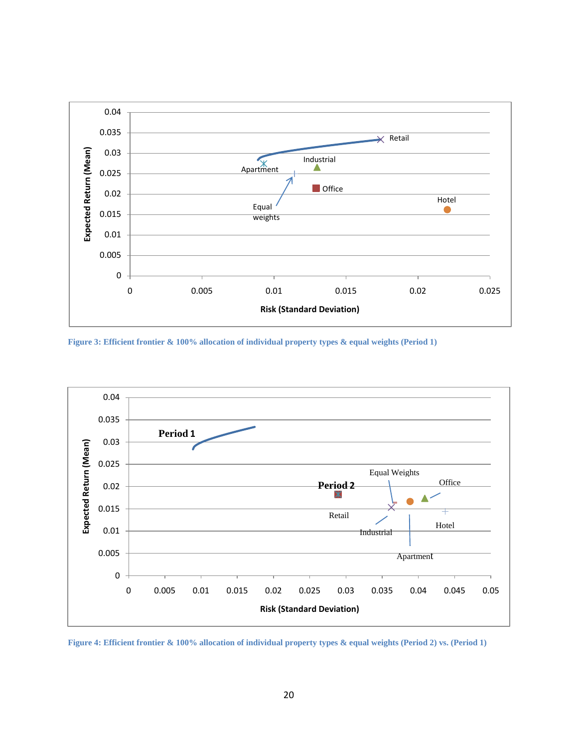Figure 3: Efficient frontier & 100% allocation of individual property types & equal weights (Period 1)

Figure 4: Efficient frontier & 100% allocation of individual property types & equal weights (Period 2) vs. (Period 1)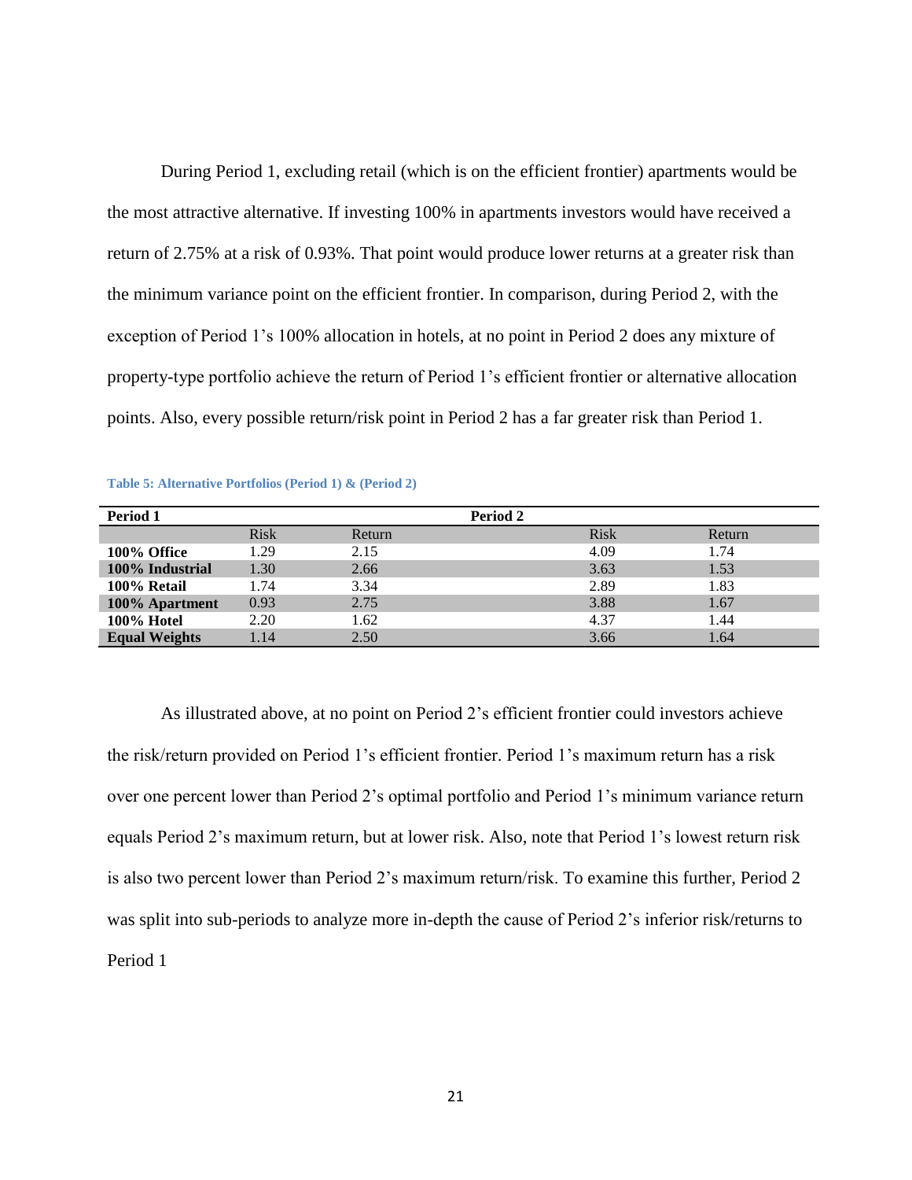During Period 1, excluding retail (which is on the efficient frontier) apartments would be the most attractive alternative. If investing 100% in apartments investors would have received a return of 2.75% at a risk of 0.93%. That point would produce lower returns at a greater risk than the minimum variance point on the efficient frontier. In comparison, during Period 2, with the exception of Period 1's 100% allocation in hotels, at no point in Period 2 does any mixture of property-type portfolio achieve the return of Period 1's efficient frontier or alternative allocation points. Also, every possible return/risk point in Period 2 has a far greater risk than Period 1.

**Table 5: Alternative Portfolios (Period 1) & (Period 2)**

| **Period 1** | | | **Period 2** | |
|---|---|---|---|---|
| | Risk | Return | Risk | Return |
| **100% Office** | 1.29 | 2.15 | 4.09 | 1.74 |
| **100% Industrial** | 1.30 | 2.66 | 3.63 | 1.53 |
| **100% Retail** | 1.74 | 3.34 | 2.89 | 1.83 |
| **100% Apartment** | 0.93 | 2.75 | 3.88 | 1.67 |
| **100% Hotel** | 2.20 | 1.62 | 4.37 | 1.44 |
| **Equal Weights** | 1.14 | 2.50 | 3.66 | 1.64 |

As illustrated above, at no point on Period 2's efficient frontier could investors achieve the risk/return provided on Period 1's efficient frontier. Period 1's maximum return has a risk over one percent lower than Period 2's optimal portfolio and Period 1's minimum variance return equals Period 2's maximum return, but at lower risk. Also, note that Period 1's lowest return risk is also two percent lower than Period 2's maximum return/risk. To examine this further, Period 2 was split into sub-periods to analyze more in-depth the cause of Period 2's inferior risk/returns to Period 1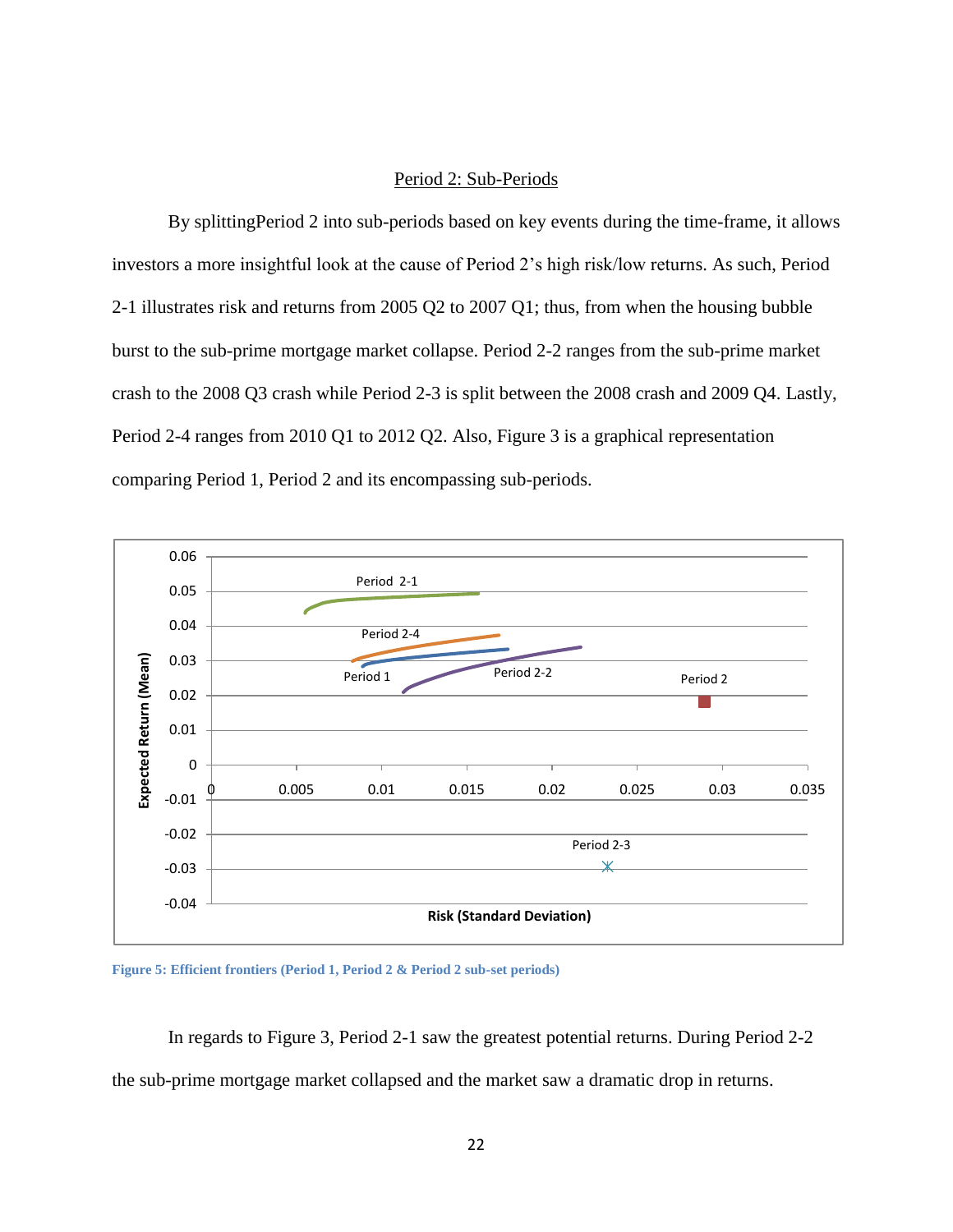## Period 2: Sub-Periods

By splittingPeriod 2 into sub-periods based on key events during the time-frame, it allows investors a more insightful look at the cause of Period 2's high risk/low returns. As such, Period 2-1 illustrates risk and returns from 2005 Q2 to 2007 Q1; thus, from when the housing bubble burst to the sub-prime mortgage market collapse. Period 2-2 ranges from the sub-prime market crash to the 2008 Q3 crash while Period 2-3 is split between the 2008 crash and 2009 Q4. Lastly, Period 2-4 ranges from 2010 Q1 to 2012 Q2. Also, Figure 3 is a graphical representation comparing Period 1, Period 2 and its encompassing sub-periods.

**Figure 5: Efficient frontiers (Period 1, Period 2 & Period 2 sub-set periods)**

In regards to Figure 3, Period 2-1 saw the greatest potential returns. During Period 2-2 the sub-prime mortgage market collapsed and the market saw a dramatic drop in returns.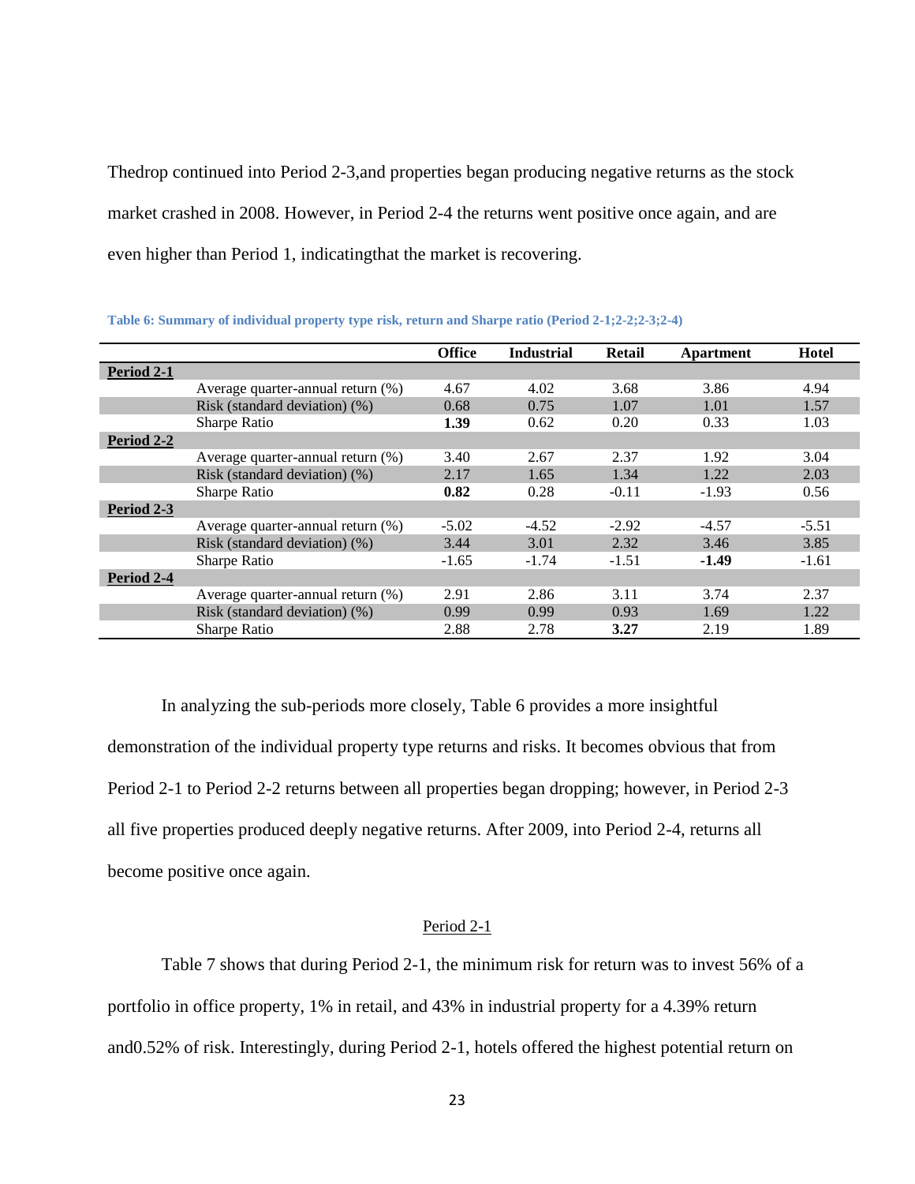Thedrop continued into Period 2-3,and properties began producing negative returns as the stock market crashed in 2008. However, in Period 2-4 the returns went positive once again, and are even higher than Period 1, indicatingthat the market is recovering.

**Table 6: Summary of individual property type risk, return and Sharpe ratio (Period 2-1;2-2;2-3;2-4)**

| | | Office | Industrial | Retail | Apartment | Hotel |
|---|---|---|---|---|---|---|
| **Period 2-1** | | | | | | |
| | Average quarter-annual return (%) | 4.67 | 4.02 | 3.68 | 3.86 | 4.94 |
| | Risk (standard deviation) (%) | 0.68 | 0.75 | 1.07 | 1.01 | 1.57 |
| | Sharpe Ratio | **1.39** | 0.62 | 0.20 | 0.33 | 1.03 |
| **Period 2-2** | | | | | | |
| | Average quarter-annual return (%) | 3.40 | 2.67 | 2.37 | 1.92 | 3.04 |
| | Risk (standard deviation) (%) | 2.17 | 1.65 | 1.34 | 1.22 | 2.03 |
| | Sharpe Ratio | **0.82** | 0.28 | -0.11 | -1.93 | 0.56 |
| **Period 2-3** | | | | | | |
| | Average quarter-annual return (%) | -5.02 | -4.52 | -2.92 | -4.57 | -5.51 |
| | Risk (standard deviation) (%) | 3.44 | 3.01 | 2.32 | 3.46 | 3.85 |
| | Sharpe Ratio | -1.65 | -1.74 | -1.51 | **-1.49** | -1.61 |
| **Period 2-4** | | | | | | |
| | Average quarter-annual return (%) | 2.91 | 2.86 | 3.11 | 3.74 | 2.37 |
| | Risk (standard deviation) (%) | 0.99 | 0.99 | 0.93 | 1.69 | 1.22 |
| | Sharpe Ratio | 2.88 | 2.78 | **3.27** | 2.19 | 1.89 |

In analyzing the sub-periods more closely, Table 6 provides a more insightful demonstration of the individual property type returns and risks. It becomes obvious that from Period 2-1 to Period 2-2 returns between all properties began dropping; however, in Period 2-3 all five properties produced deeply negative returns. After 2009, into Period 2-4, returns all become positive once again.

<u>Period 2-1</u>

Table 7 shows that during Period 2-1, the minimum risk for return was to invest 56% of a portfolio in office property, 1% in retail, and 43% in industrial property for a 4.39% return and0.52% of risk. Interestingly, during Period 2-1, hotels offered the highest potential return on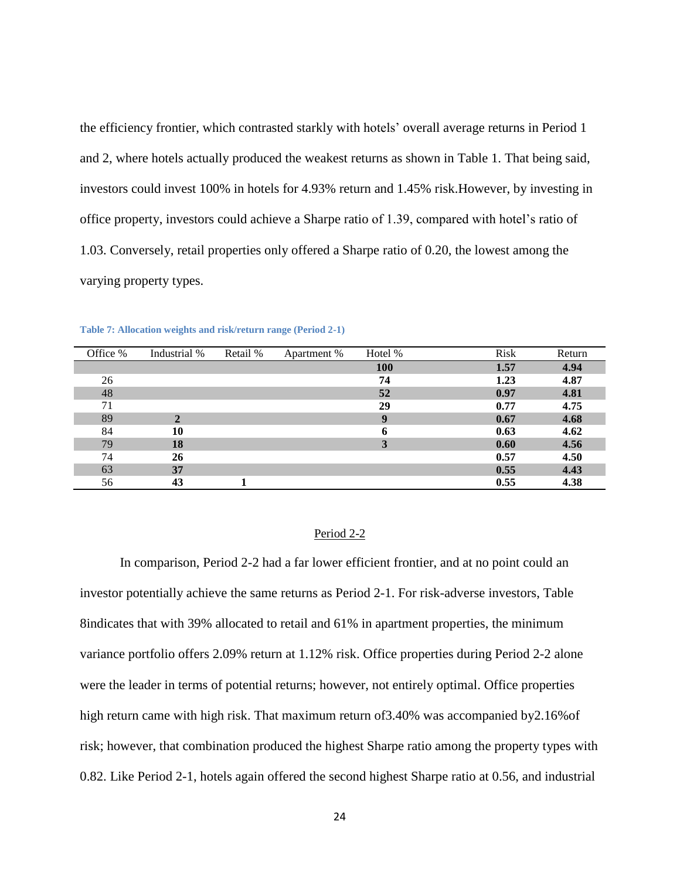the efficiency frontier, which contrasted starkly with hotels' overall average returns in Period 1 and 2, where hotels actually produced the weakest returns as shown in Table 1. That being said, investors could invest 100% in hotels for 4.93% return and 1.45% risk.However, by investing in office property, investors could achieve a Sharpe ratio of 1.39, compared with hotel's ratio of 1.03. Conversely, retail properties only offered a Sharpe ratio of 0.20, the lowest among the varying property types.

**Table 7: Allocation weights and risk/return range (Period 2-1)**

| Office % | Industrial % | Retail % | Apartment % | Hotel % | Risk | Return |
|---|---|---|---|---|---|---|
| | | | | **100** | **1.57** | **4.94** |
| 26 | | | | **74** | **1.23** | **4.87** |
| 48 | | | | **52** | **0.97** | **4.81** |
| 71 | | | | **29** | **0.77** | **4.75** |
| 89 | **2** | | | **9** | **0.67** | **4.68** |
| 84 | **10** | | | **6** | **0.63** | **4.62** |
| 79 | **18** | | | **3** | **0.60** | **4.56** |
| 74 | **26** | | | | **0.57** | **4.50** |
| 63 | **37** | | | | **0.55** | **4.43** |
| 56 | **43** | **1** | | | **0.55** | **4.38** |

Period 2-2

In comparison, Period 2-2 had a far lower efficient frontier, and at no point could an investor potentially achieve the same returns as Period 2-1. For risk-adverse investors, Table 8indicates that with 39% allocated to retail and 61% in apartment properties, the minimum variance portfolio offers 2.09% return at 1.12% risk. Office properties during Period 2-2 alone were the leader in terms of potential returns; however, not entirely optimal. Office properties high return came with high risk. That maximum return of3.40% was accompanied by2.16%of risk; however, that combination produced the highest Sharpe ratio among the property types with 0.82. Like Period 2-1, hotels again offered the second highest Sharpe ratio at 0.56, and industrial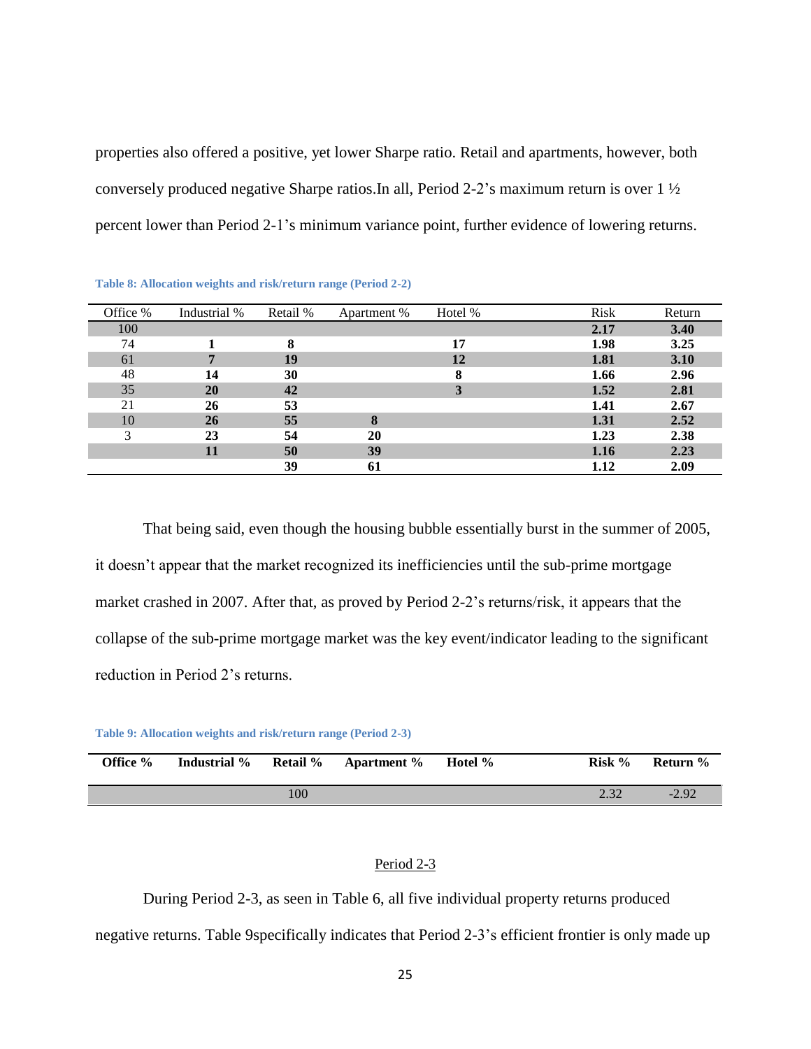properties also offered a positive, yet lower Sharpe ratio. Retail and apartments, however, both conversely produced negative Sharpe ratios.In all, Period 2-2's maximum return is over 1 ½ percent lower than Period 2-1's minimum variance point, further evidence of lowering returns.

**Table 8: Allocation weights and risk/return range (Period 2-2)**

| Office % | Industrial % | Retail % | Apartment % | Hotel % | Risk | Return |
|---|---|---|---|---|---|---|
| 100 | | | | | **2.17** | **3.40** |
| 74 | **1** | **8** | | **17** | **1.98** | **3.25** |
| 61 | **7** | **19** | | **12** | **1.81** | **3.10** |
| 48 | **14** | **30** | | **8** | **1.66** | **2.96** |
| 35 | **20** | **42** | | **3** | **1.52** | **2.81** |
| 21 | **26** | **53** | | | **1.41** | **2.67** |
| 10 | **26** | **55** | **8** | | **1.31** | **2.52** |
| 3 | **23** | **54** | **20** | | **1.23** | **2.38** |
| | **11** | **50** | **39** | | **1.16** | **2.23** |
| | | **39** | **61** | | **1.12** | **2.09** |

That being said, even though the housing bubble essentially burst in the summer of 2005, it doesn't appear that the market recognized its inefficiencies until the sub-prime mortgage market crashed in 2007. After that, as proved by Period 2-2's returns/risk, it appears that the collapse of the sub-prime mortgage market was the key event/indicator leading to the significant reduction in Period 2's returns.

**Table 9: Allocation weights and risk/return range (Period 2-3)**

| **Office %** | **Industrial %** | **Retail %** | **Apartment %** | **Hotel %** | **Risk %** | **Return %** |
|---|---|---|---|---|---|---|
| | | 100 | | | 2.32 | -2.92 |

<u>Period 2-3</u>

During Period 2-3, as seen in Table 6, all five individual property returns produced negative returns. Table 9specifically indicates that Period 2-3's efficient frontier is only made up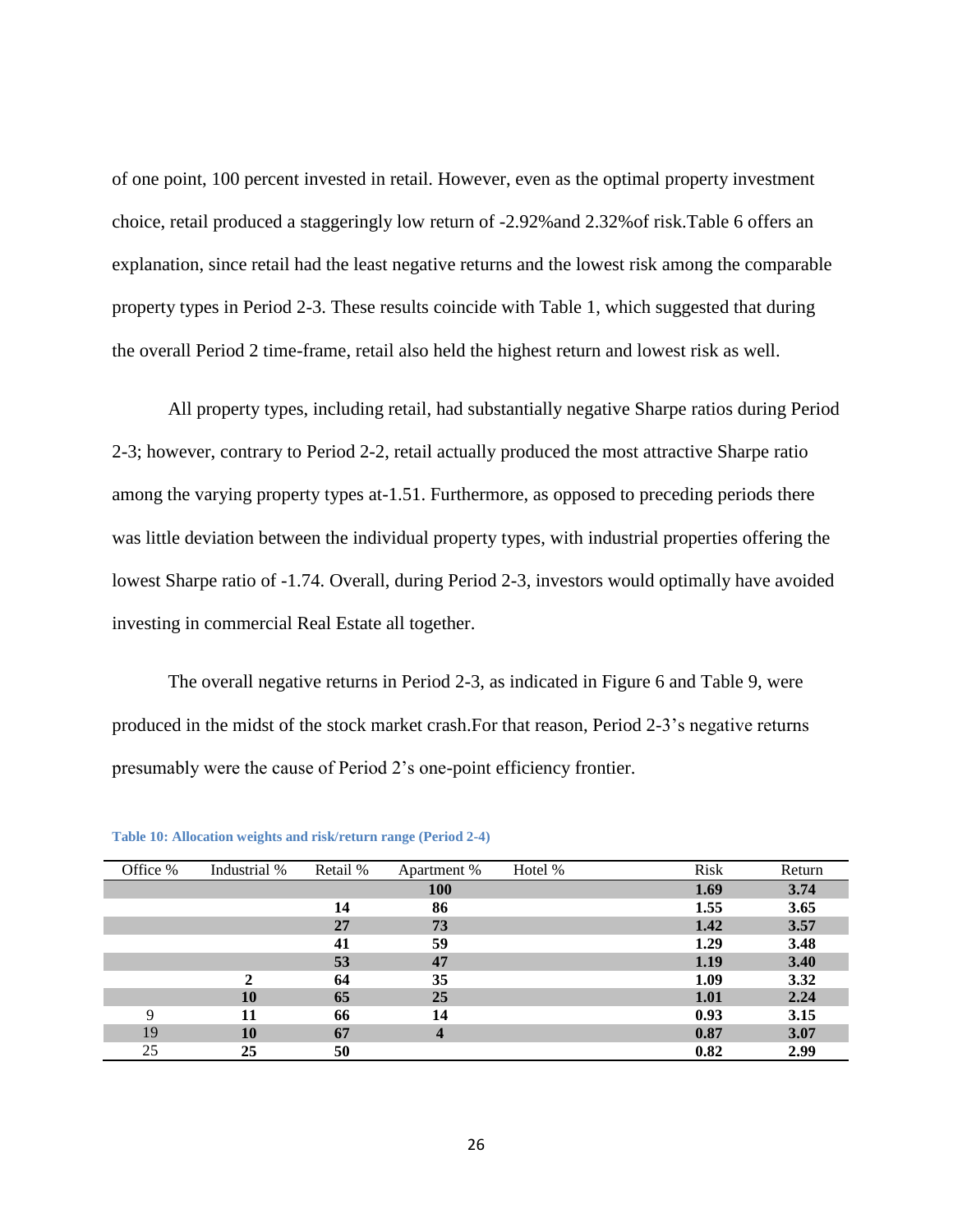of one point, 100 percent invested in retail. However, even as the optimal property investment choice, retail produced a staggeringly low return of -2.92%and 2.32%of risk.Table 6 offers an explanation, since retail had the least negative returns and the lowest risk among the comparable property types in Period 2-3. These results coincide with Table 1, which suggested that during the overall Period 2 time-frame, retail also held the highest return and lowest risk as well.

All property types, including retail, had substantially negative Sharpe ratios during Period 2-3; however, contrary to Period 2-2, retail actually produced the most attractive Sharpe ratio among the varying property types at-1.51. Furthermore, as opposed to preceding periods there was little deviation between the individual property types, with industrial properties offering the lowest Sharpe ratio of -1.74. Overall, during Period 2-3, investors would optimally have avoided investing in commercial Real Estate all together.

The overall negative returns in Period 2-3, as indicated in Figure 6 and Table 9, were produced in the midst of the stock market crash.For that reason, Period 2-3's negative returns presumably were the cause of Period 2's one-point efficiency frontier.

**Table 10: Allocation weights and risk/return range (Period 2-4)**

| Office % | Industrial % | Retail % | Apartment % | Hotel % | Risk | Return |
|---|---|---|---|---|---|---|
| | | | **100** | | **1.69** | **3.74** |
| | | **14** | **86** | | **1.55** | **3.65** |
| | | **27** | **73** | | **1.42** | **3.57** |
| | | **41** | **59** | | **1.29** | **3.48** |
| | | **53** | **47** | | **1.19** | **3.40** |
| | **2** | **64** | **35** | | **1.09** | **3.32** |
| | **10** | **65** | **25** | | **1.01** | **2.24** |
| 9 | **11** | **66** | **14** | | **0.93** | **3.15** |
| 19 | **10** | **67** | **4** | | **0.87** | **3.07** |
| 25 | **25** | **50** | | | **0.82** | **2.99** |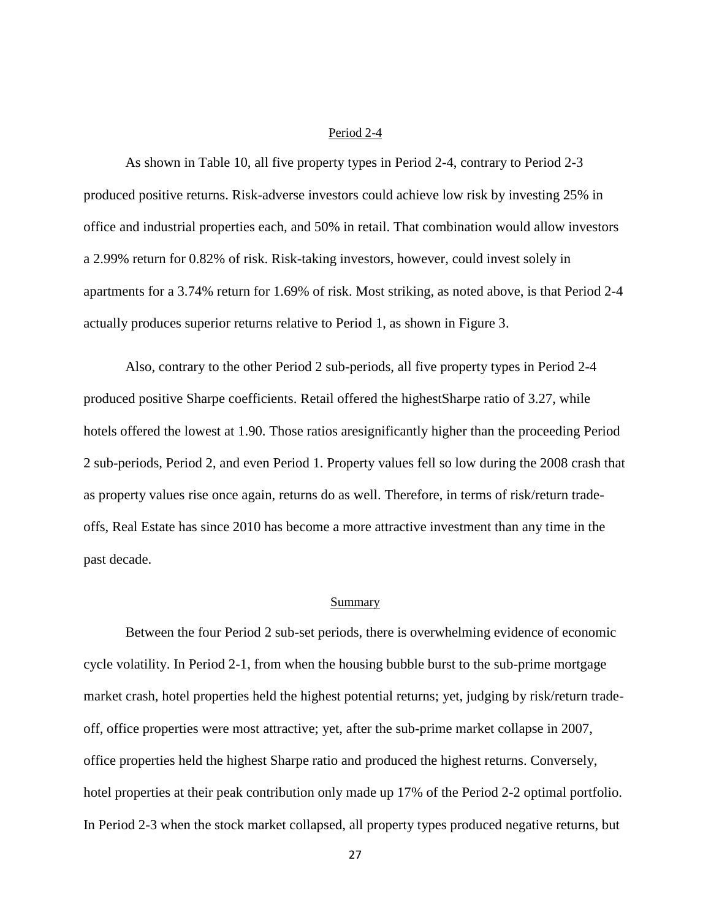## Period 2-4

As shown in Table 10, all five property types in Period 2-4, contrary to Period 2-3 produced positive returns. Risk-adverse investors could achieve low risk by investing 25% in office and industrial properties each, and 50% in retail. That combination would allow investors a 2.99% return for 0.82% of risk. Risk-taking investors, however, could invest solely in apartments for a 3.74% return for 1.69% of risk. Most striking, as noted above, is that Period 2-4 actually produces superior returns relative to Period 1, as shown in Figure 3.

Also, contrary to the other Period 2 sub-periods, all five property types in Period 2-4 produced positive Sharpe coefficients. Retail offered the highestSharpe ratio of 3.27, while hotels offered the lowest at 1.90. Those ratios aresignificantly higher than the proceeding Period 2 sub-periods, Period 2, and even Period 1. Property values fell so low during the 2008 crash that as property values rise once again, returns do as well. Therefore, in terms of risk/return trade-offs, Real Estate has since 2010 has become a more attractive investment than any time in the past decade.

## Summary

Between the four Period 2 sub-set periods, there is overwhelming evidence of economic cycle volatility. In Period 2-1, from when the housing bubble burst to the sub-prime mortgage market crash, hotel properties held the highest potential returns; yet, judging by risk/return trade-off, office properties were most attractive; yet, after the sub-prime market collapse in 2007, office properties held the highest Sharpe ratio and produced the highest returns. Conversely, hotel properties at their peak contribution only made up 17% of the Period 2-2 optimal portfolio. In Period 2-3 when the stock market collapsed, all property types produced negative returns, but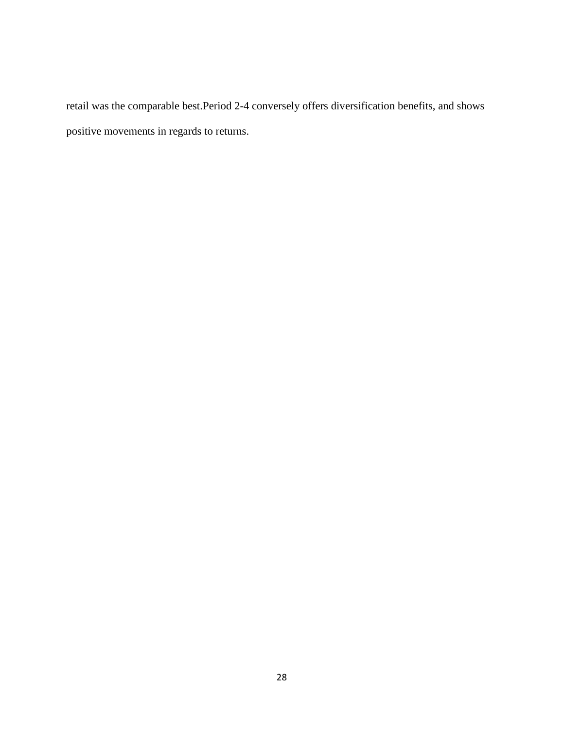retail was the comparable best.Period 2-4 conversely offers diversification benefits, and shows positive movements in regards to returns.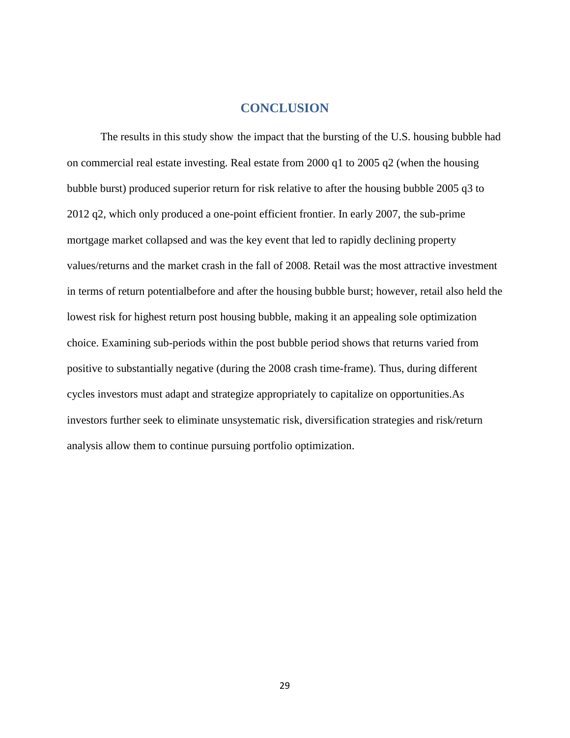# CONCLUSION

The results in this study show the impact that the bursting of the U.S. housing bubble had on commercial real estate investing. Real estate from 2000 q1 to 2005 q2 (when the housing bubble burst) produced superior return for risk relative to after the housing bubble 2005 q3 to 2012 q2, which only produced a one-point efficient frontier. In early 2007, the sub-prime mortgage market collapsed and was the key event that led to rapidly declining property values/returns and the market crash in the fall of 2008. Retail was the most attractive investment in terms of return potentialbefore and after the housing bubble burst; however, retail also held the lowest risk for highest return post housing bubble, making it an appealing sole optimization choice. Examining sub-periods within the post bubble period shows that returns varied from positive to substantially negative (during the 2008 crash time-frame). Thus, during different cycles investors must adapt and strategize appropriately to capitalize on opportunities.As investors further seek to eliminate unsystematic risk, diversification strategies and risk/return analysis allow them to continue pursuing portfolio optimization.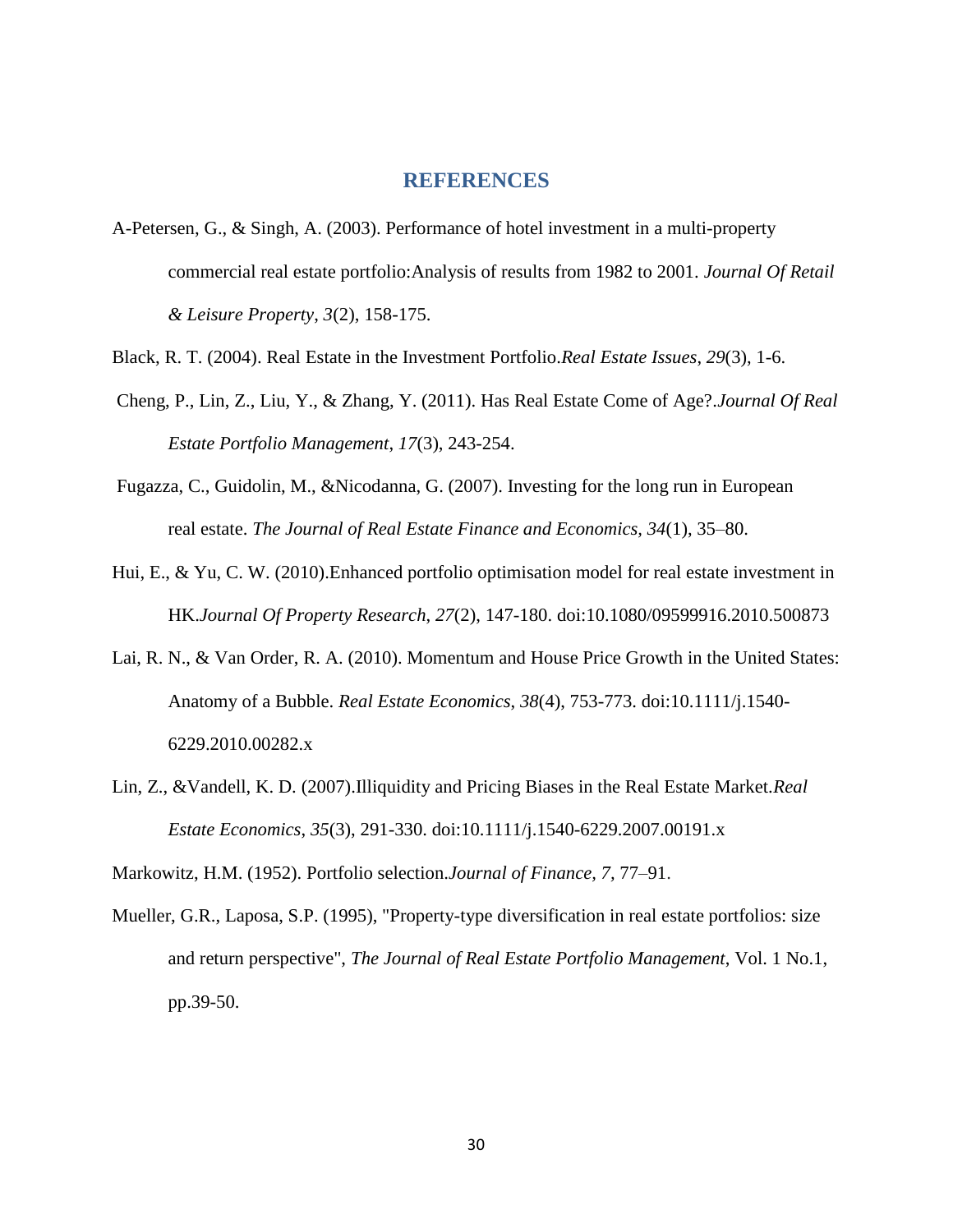# REFERENCES

A-Petersen, G., & Singh, A. (2003). Performance of hotel investment in a multi-property commercial real estate portfolio:Analysis of results from 1982 to 2001. *Journal Of Retail & Leisure Property*, *3*(2), 158-175.

Black, R. T. (2004). Real Estate in the Investment Portfolio.*Real Estate Issues*, *29*(3), 1-6.

Cheng, P., Lin, Z., Liu, Y., & Zhang, Y. (2011). Has Real Estate Come of Age?.*Journal Of Real Estate Portfolio Management*, *17*(3), 243-254.

Fugazza, C., Guidolin, M., &Nicodanna, G. (2007). Investing for the long run in European real estate. *The Journal of Real Estate Finance and Economics, 34*(1), 35–80.

Hui, E., & Yu, C. W. (2010).Enhanced portfolio optimisation model for real estate investment in HK.*Journal Of Property Research*, *27*(2), 147-180. doi:10.1080/09599916.2010.500873

Lai, R. N., & Van Order, R. A. (2010). Momentum and House Price Growth in the United States: Anatomy of a Bubble. *Real Estate Economics*, *38*(4), 753-773. doi:10.1111/j.1540-6229.2010.00282.x

Lin, Z., &Vandell, K. D. (2007).Illiquidity and Pricing Biases in the Real Estate Market.*Real Estate Economics*, *35*(3), 291-330. doi:10.1111/j.1540-6229.2007.00191.x

Markowitz, H.M. (1952). Portfolio selection.*Journal of Finance*, *7*, 77–91.

Mueller, G.R., Laposa, S.P. (1995), "Property-type diversification in real estate portfolios: size and return perspective", *The Journal of Real Estate Portfolio Management*, Vol. 1 No.1, pp.39-50.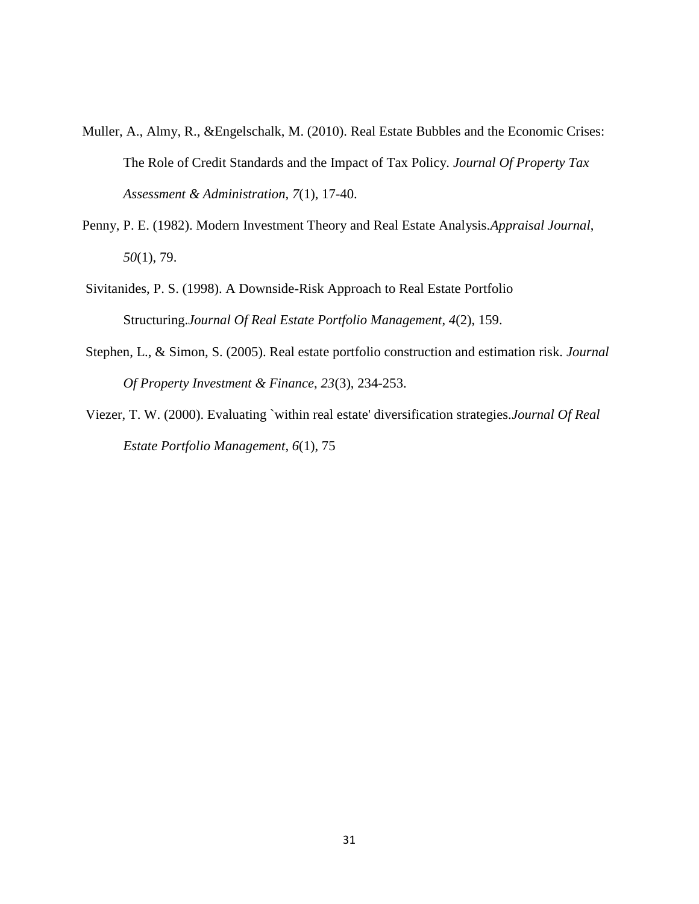Muller, A., Almy, R., &Engelschalk, M. (2010). Real Estate Bubbles and the Economic Crises: The Role of Credit Standards and the Impact of Tax Policy. *Journal Of Property Tax Assessment & Administration*, *7*(1), 17-40.

Penny, P. E. (1982). Modern Investment Theory and Real Estate Analysis.*Appraisal Journal*, *50*(1), 79.

Sivitanides, P. S. (1998). A Downside-Risk Approach to Real Estate Portfolio Structuring.*Journal Of Real Estate Portfolio Management*, *4*(2), 159.

Stephen, L., & Simon, S. (2005). Real estate portfolio construction and estimation risk. *Journal Of Property Investment & Finance*, *23*(3), 234-253.

Viezer, T. W. (2000). Evaluating `within real estate' diversification strategies.*Journal Of Real Estate Portfolio Management*, *6*(1), 75